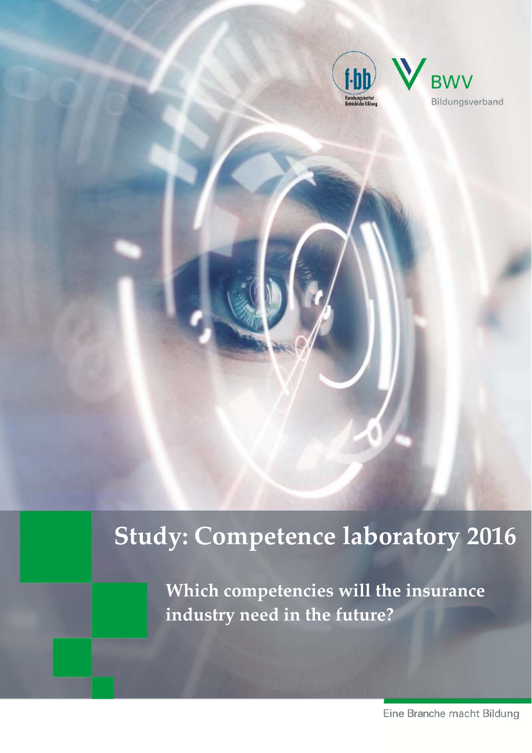Forschungsinstitut Betriebliche Bildung

BWV Bildungsverband

# Study: Competence laboratory 2016

## Which competencies will the insurance industry need in the future?

Eine Branche macht Bildung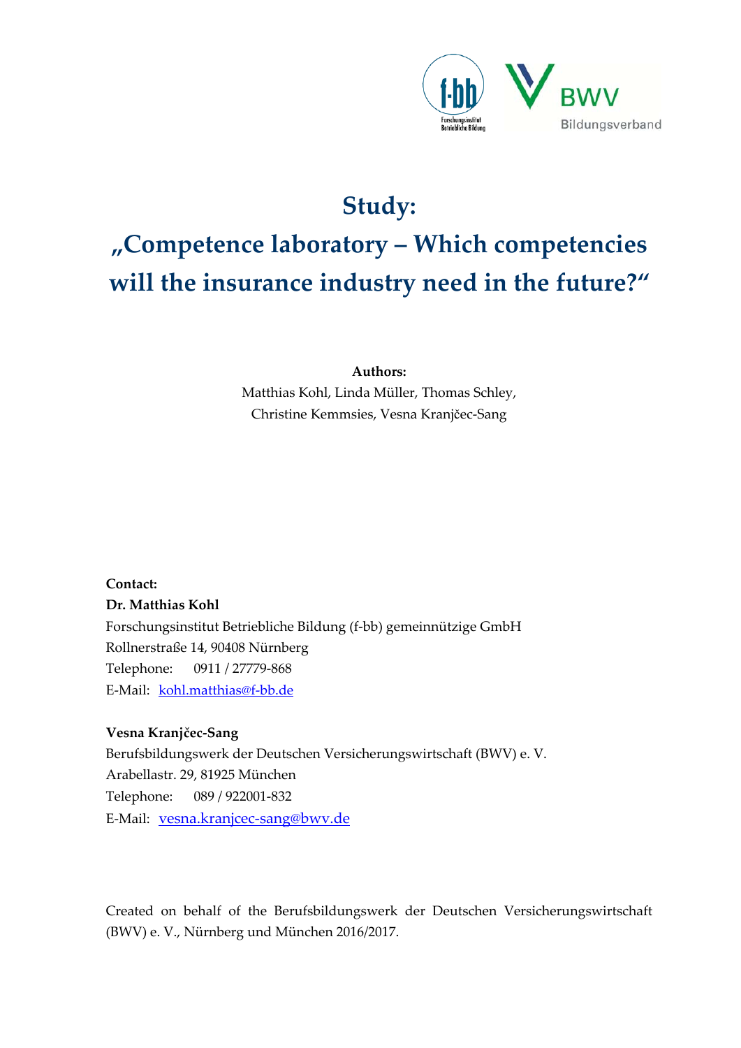# Study:

# „Competence laboratory – Which competencies will the insurance industry need in the future?"

**Authors:**

Matthias Kohl, Linda Müller, Thomas Schley,
Christine Kemmsies, Vesna Kranjčec-Sang

**Contact:**

**Dr. Matthias Kohl**
Forschungsinstitut Betriebliche Bildung (f-bb) gemeinnützige GmbH
Rollnerstraße 14, 90408 Nürnberg
Telephone: 0911 / 27779-868
E-Mail: kohl.matthias@f-bb.de

**Vesna Kranjčec-Sang**
Berufsbildungswerk der Deutschen Versicherungswirtschaft (BWV) e. V.
Arabellastr. 29, 81925 München
Telephone: 089 / 922001-832
E-Mail: vesna.kranjcec-sang@bwv.de

Created on behalf of the Berufsbildungswerk der Deutschen Versicherungswirtschaft (BWV) e. V., Nürnberg und München 2016/2017.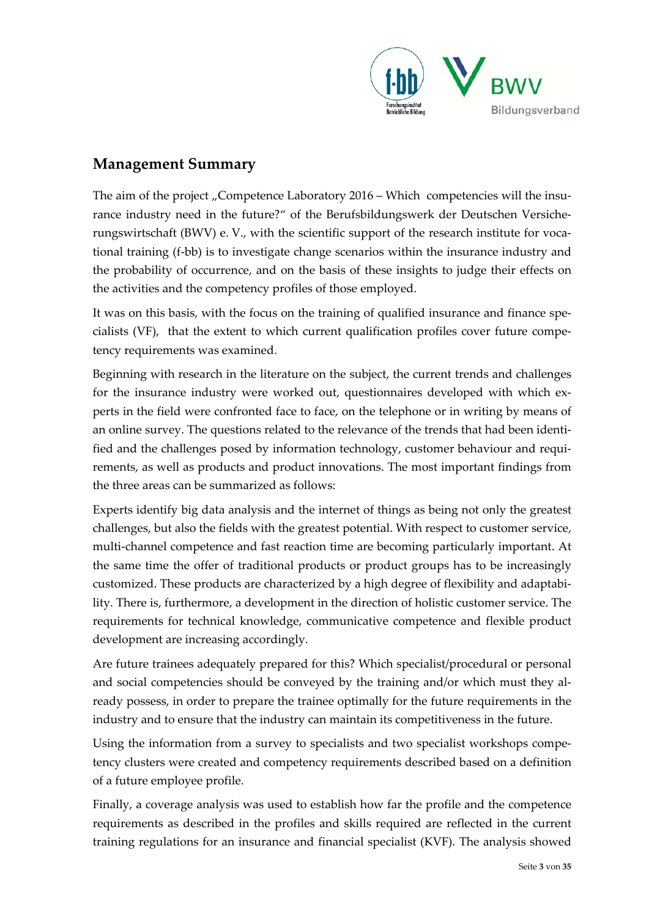## Management Summary

The aim of the project „Competence Laboratory 2016 – Which competencies will the insurance industry need in the future?“ of the Berufsbildungswerk der Deutschen Versicherungswirtschaft (BWV) e. V., with the scientific support of the research institute for vocational training (f-bb) is to investigate change scenarios within the insurance industry and the probability of occurrence, and on the basis of these insights to judge their effects on the activities and the competency profiles of those employed.

It was on this basis, with the focus on the training of qualified insurance and finance specialists (VF), that the extent to which current qualification profiles cover future competency requirements was examined.

Beginning with research in the literature on the subject, the current trends and challenges for the insurance industry were worked out, questionnaires developed with which experts in the field were confronted face to face, on the telephone or in writing by means of an online survey. The questions related to the relevance of the trends that had been identified and the challenges posed by information technology, customer behaviour and requirements, as well as products and product innovations. The most important findings from the three areas can be summarized as follows:

Experts identify big data analysis and the internet of things as being not only the greatest challenges, but also the fields with the greatest potential. With respect to customer service, multi-channel competence and fast reaction time are becoming particularly important. At the same time the offer of traditional products or product groups has to be increasingly customized. These products are characterized by a high degree of flexibility and adaptability. There is, furthermore, a development in the direction of holistic customer service. The requirements for technical knowledge, communicative competence and flexible product development are increasing accordingly.

Are future trainees adequately prepared for this? Which specialist/procedural or personal and social competencies should be conveyed by the training and/or which must they already possess, in order to prepare the trainee optimally for the future requirements in the industry and to ensure that the industry can maintain its competitiveness in the future.

Using the information from a survey to specialists and two specialist workshops competency clusters were created and competency requirements described based on a definition of a future employee profile.

Finally, a coverage analysis was used to establish how far the profile and the competence requirements as described in the profiles and skills required are reflected in the current training regulations for an insurance and financial specialist (KVF). The analysis showed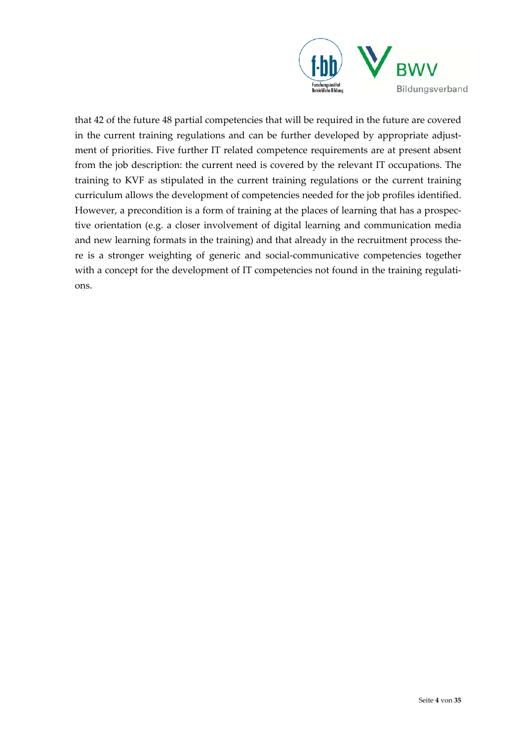that 42 of the future 48 partial competencies that will be required in the future are covered in the current training regulations and can be further developed by appropriate adjustment of priorities. Five further IT related competence requirements are at present absent from the job description: the current need is covered by the relevant IT occupations. The training to KVF as stipulated in the current training regulations or the current training curriculum allows the development of competencies needed for the job profiles identified. However, a precondition is a form of training at the places of learning that has a prospective orientation (e.g. a closer involvement of digital learning and communication media and new learning formats in the training) and that already in the recruitment process there is a stronger weighting of generic and social-communicative competencies together with a concept for the development of IT competencies not found in the training regulations.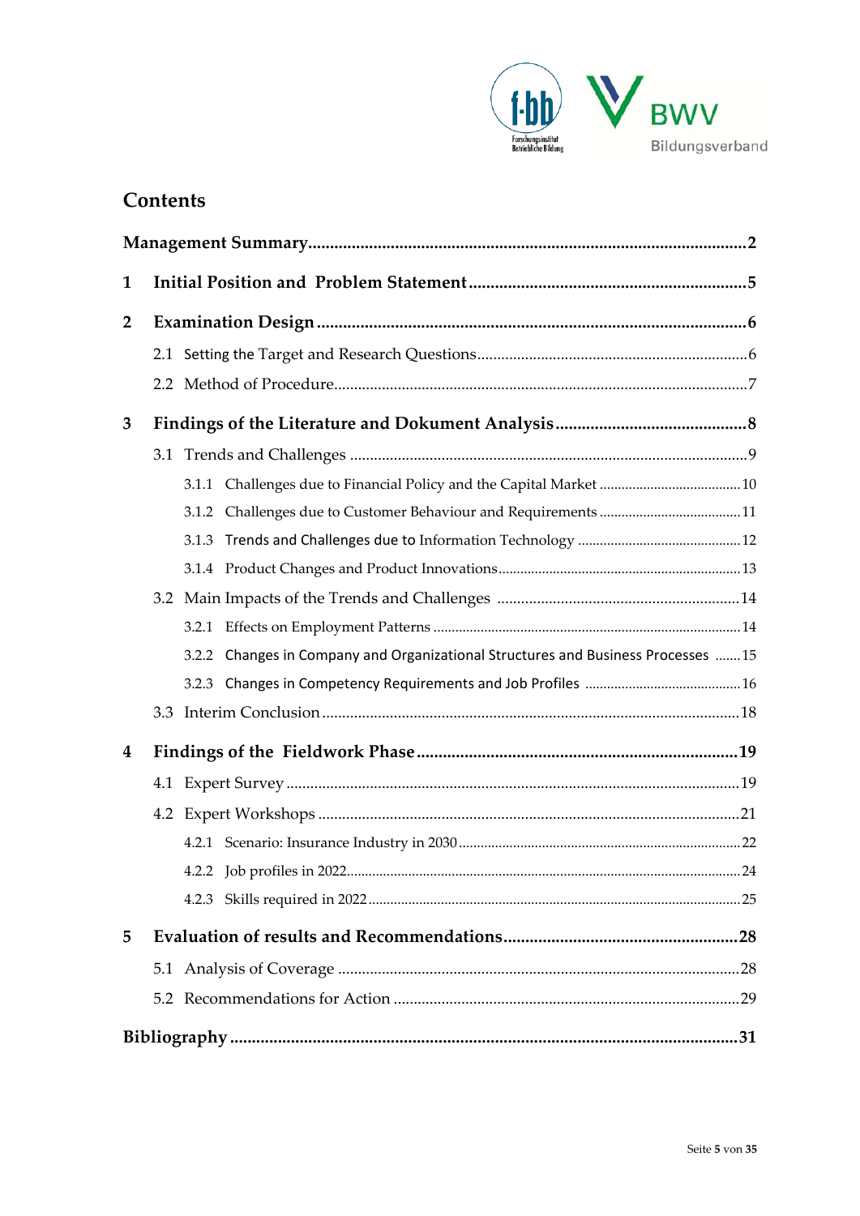# Contents

**Management Summary** .......... **2**

**1 Initial Position and Problem Statement** .......... **5**

**2 Examination Design** .......... **6**

- 2.1 Setting the Target and Research Questions .......... 6
- 2.2 Method of Procedure .......... 7

**3 Findings of the Literature and Dokument Analysis** .......... **8**

- 3.1 Trends and Challenges .......... 9
  - 3.1.1 Challenges due to Financial Policy and the Capital Market .......... 10
  - 3.1.2 Challenges due to Customer Behaviour and Requirements .......... 11
  - 3.1.3 Trends and Challenges due to Information Technology .......... 12
  - 3.1.4 Product Changes and Product Innovations .......... 13
- 3.2 Main Impacts of the Trends and Challenges .......... 14
  - 3.2.1 Effects on Employment Patterns .......... 14
  - 3.2.2 Changes in Company and Organizational Structures and Business Processes .......... 15
  - 3.2.3 Changes in Competency Requirements and Job Profiles .......... 16
- 3.3 Interim Conclusion .......... 18

**4 Findings of the Fieldwork Phase** .......... **19**

- 4.1 Expert Survey .......... 19
- 4.2 Expert Workshops .......... 21
  - 4.2.1 Scenario: Insurance Industry in 2030 .......... 22
  - 4.2.2 Job profiles in 2022 .......... 24
  - 4.2.3 Skills required in 2022 .......... 25

**5 Evaluation of results and Recommendations** .......... **28**

- 5.1 Analysis of Coverage .......... 28
- 5.2 Recommendations for Action .......... 29

**Bibliography** .......... **31**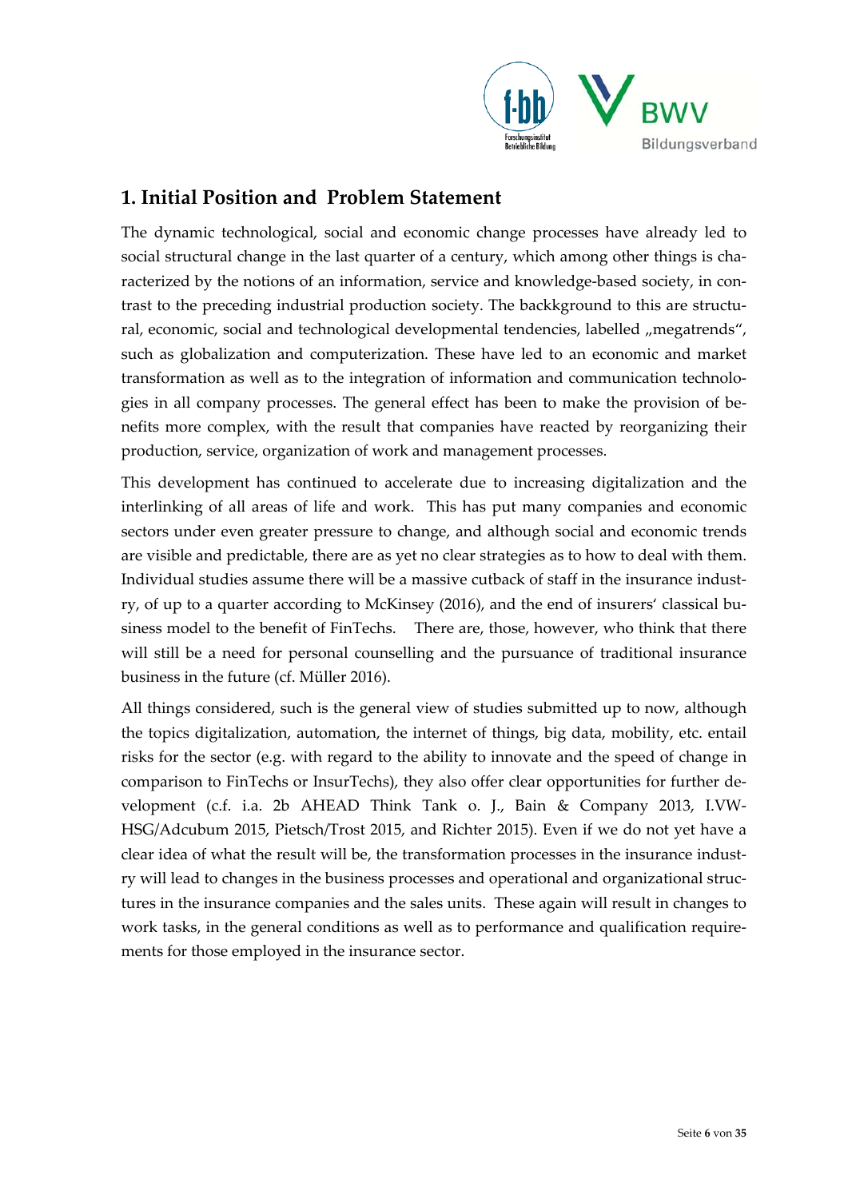## 1. Initial Position and Problem Statement

The dynamic technological, social and economic change processes have already led to social structural change in the last quarter of a century, which among other things is characterized by the notions of an information, service and knowledge-based society, in contrast to the preceding industrial production society. The backkground to this are structural, economic, social and technological developmental tendencies, labelled „megatrends", such as globalization and computerization. These have led to an economic and market transformation as well as to the integration of information and communication technologies in all company processes. The general effect has been to make the provision of benefits more complex, with the result that companies have reacted by reorganizing their production, service, organization of work and management processes.

This development has continued to accelerate due to increasing digitalization and the interlinking of all areas of life and work. This has put many companies and economic sectors under even greater pressure to change, and although social and economic trends are visible and predictable, there are as yet no clear strategies as to how to deal with them. Individual studies assume there will be a massive cutback of staff in the insurance industry, of up to a quarter according to McKinsey (2016), and the end of insurers' classical business model to the benefit of FinTechs. There are, those, however, who think that there will still be a need for personal counselling and the pursuance of traditional insurance business in the future (cf. Müller 2016).

All things considered, such is the general view of studies submitted up to now, although the topics digitalization, automation, the internet of things, big data, mobility, etc. entail risks for the sector (e.g. with regard to the ability to innovate and the speed of change in comparison to FinTechs or InsurTechs), they also offer clear opportunities for further development (c.f. i.a. 2b AHEAD Think Tank o. J., Bain & Company 2013, I.VW-HSG/Adcubum 2015, Pietsch/Trost 2015, and Richter 2015). Even if we do not yet have a clear idea of what the result will be, the transformation processes in the insurance industry will lead to changes in the business processes and operational and organizational structures in the insurance companies and the sales units. These again will result in changes to work tasks, in the general conditions as well as to performance and qualification requirements for those employed in the insurance sector.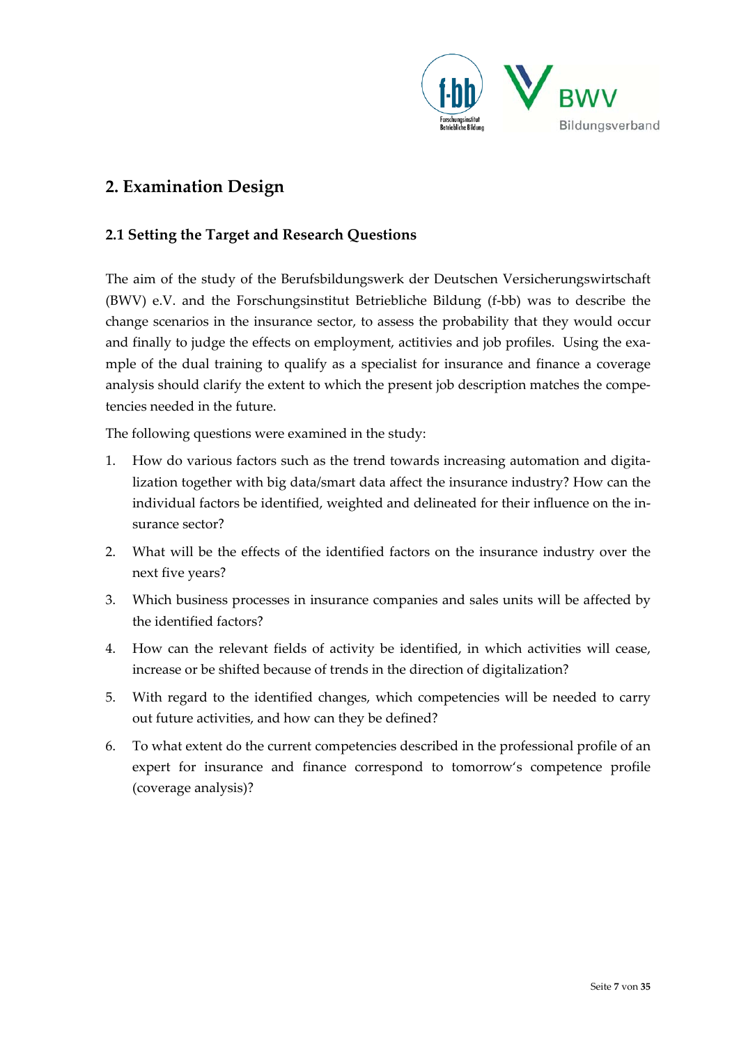## 2. Examination Design

### 2.1 Setting the Target and Research Questions

The aim of the study of the Berufsbildungswerk der Deutschen Versicherungswirtschaft (BWV) e.V. and the Forschungsinstitut Betriebliche Bildung (f-bb) was to describe the change scenarios in the insurance sector, to assess the probability that they would occur and finally to judge the effects on employment, actitivies and job profiles. Using the example of the dual training to qualify as a specialist for insurance and finance a coverage analysis should clarify the extent to which the present job description matches the competencies needed in the future.

The following questions were examined in the study:

1. How do various factors such as the trend towards increasing automation and digitalization together with big data/smart data affect the insurance industry? How can the individual factors be identified, weighted and delineated for their influence on the insurance sector?
2. What will be the effects of the identified factors on the insurance industry over the next five years?
3. Which business processes in insurance companies and sales units will be affected by the identified factors?
4. How can the relevant fields of activity be identified, in which activities will cease, increase or be shifted because of trends in the direction of digitalization?
5. With regard to the identified changes, which competencies will be needed to carry out future activities, and how can they be defined?
6. To what extent do the current competencies described in the professional profile of an expert for insurance and finance correspond to tomorrow's competence profile (coverage analysis)?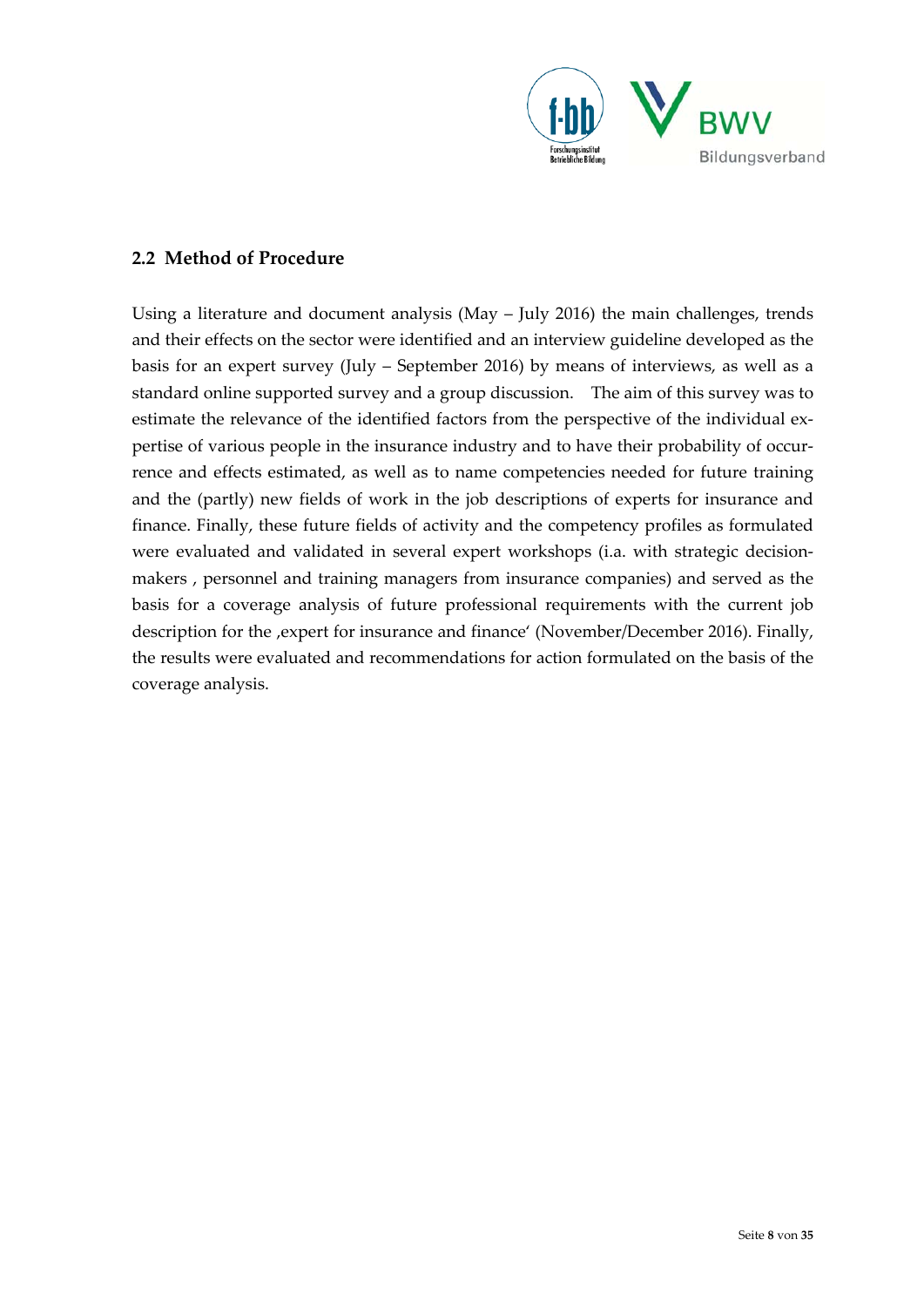## 2.2 Method of Procedure

Using a literature and document analysis (May – July 2016) the main challenges, trends and their effects on the sector were identified and an interview guideline developed as the basis for an expert survey (July – September 2016) by means of interviews, as well as a standard online supported survey and a group discussion. The aim of this survey was to estimate the relevance of the identified factors from the perspective of the individual expertise of various people in the insurance industry and to have their probability of occurrence and effects estimated, as well as to name competencies needed for future training and the (partly) new fields of work in the job descriptions of experts for insurance and finance. Finally, these future fields of activity and the competency profiles as formulated were evaluated and validated in several expert workshops (i.a. with strategic decision-makers , personnel and training managers from insurance companies) and served as the basis for a coverage analysis of future professional requirements with the current job description for the ‚expert for insurance and finance' (November/December 2016). Finally, the results were evaluated and recommendations for action formulated on the basis of the coverage analysis.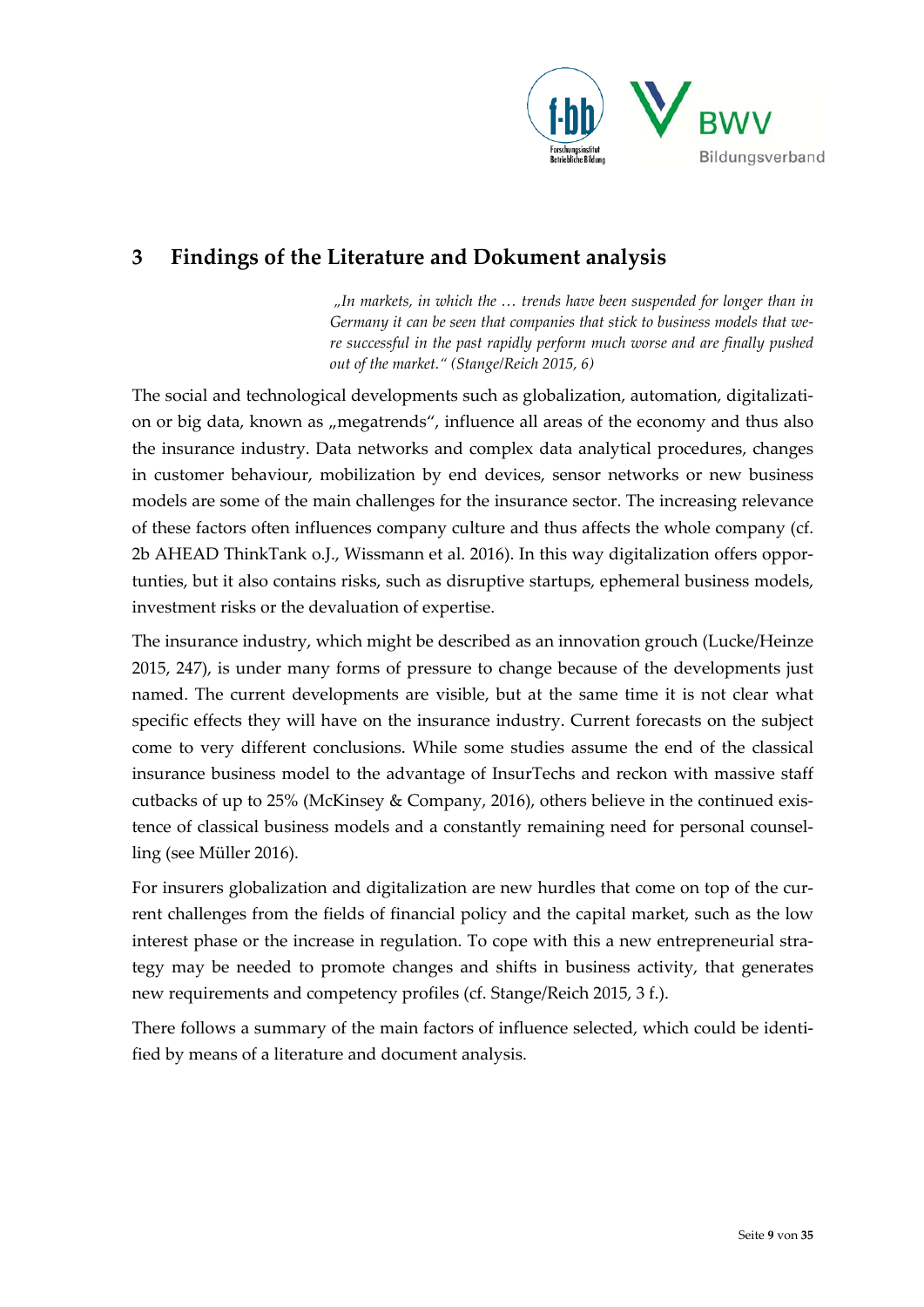## 3 Findings of the Literature and Dokument analysis

> *„In markets, in which the … trends have been suspended for longer than in Germany it can be seen that companies that stick to business models that were successful in the past rapidly perform much worse and are finally pushed out of the market." (Stange/Reich 2015, 6)*

The social and technological developments such as globalization, automation, digitalization or big data, known as „megatrends", influence all areas of the economy and thus also the insurance industry. Data networks and complex data analytical procedures, changes in customer behaviour, mobilization by end devices, sensor networks or new business models are some of the main challenges for the insurance sector. The increasing relevance of these factors often influences company culture and thus affects the whole company (cf. 2b AHEAD ThinkTank o.J., Wissmann et al. 2016). In this way digitalization offers opportunties, but it also contains risks, such as disruptive startups, ephemeral business models, investment risks or the devaluation of expertise.

The insurance industry, which might be described as an innovation grouch (Lucke/Heinze 2015, 247), is under many forms of pressure to change because of the developments just named. The current developments are visible, but at the same time it is not clear what specific effects they will have on the insurance industry. Current forecasts on the subject come to very different conclusions. While some studies assume the end of the classical insurance business model to the advantage of InsurTechs and reckon with massive staff cutbacks of up to 25% (McKinsey & Company, 2016), others believe in the continued existence of classical business models and a constantly remaining need for personal counselling (see Müller 2016).

For insurers globalization and digitalization are new hurdles that come on top of the current challenges from the fields of financial policy and the capital market, such as the low interest phase or the increase in regulation. To cope with this a new entrepreneurial strategy may be needed to promote changes and shifts in business activity, that generates new requirements and competency profiles (cf. Stange/Reich 2015, 3 f.).

There follows a summary of the main factors of influence selected, which could be identified by means of a literature and document analysis.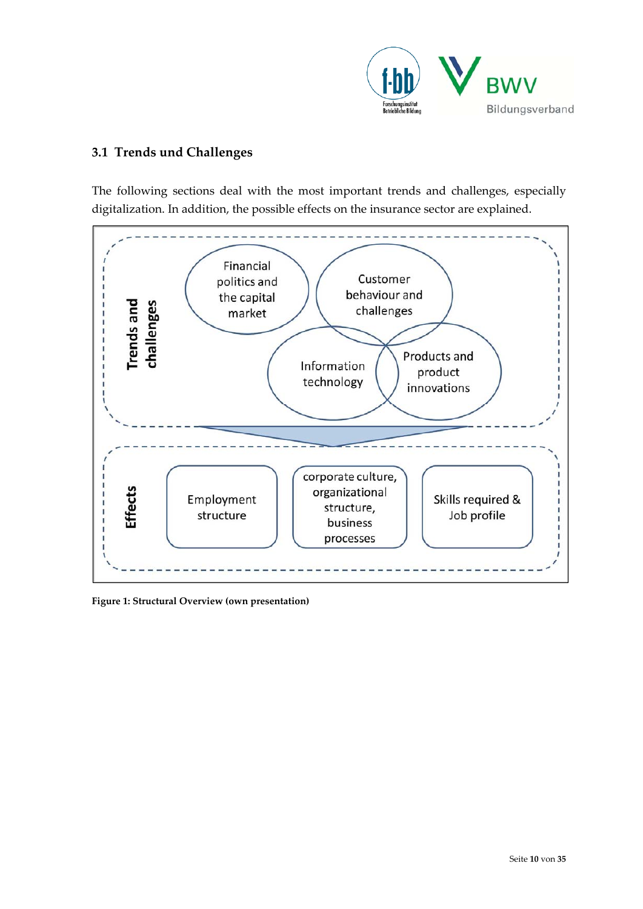## 3.1 Trends und Challenges

The following sections deal with the most important trends and challenges, especially digitalization. In addition, the possible effects on the insurance sector are explained.

**Trends and challenges**

- Financial politics and the capital market
- Customer behaviour and challenges
- Information technology
- Products and product innovations

**Effects**

- Employment structure
- corporate culture, organizational structure, business processes
- Skills required & Job profile

**Figure 1: Structural Overview (own presentation)**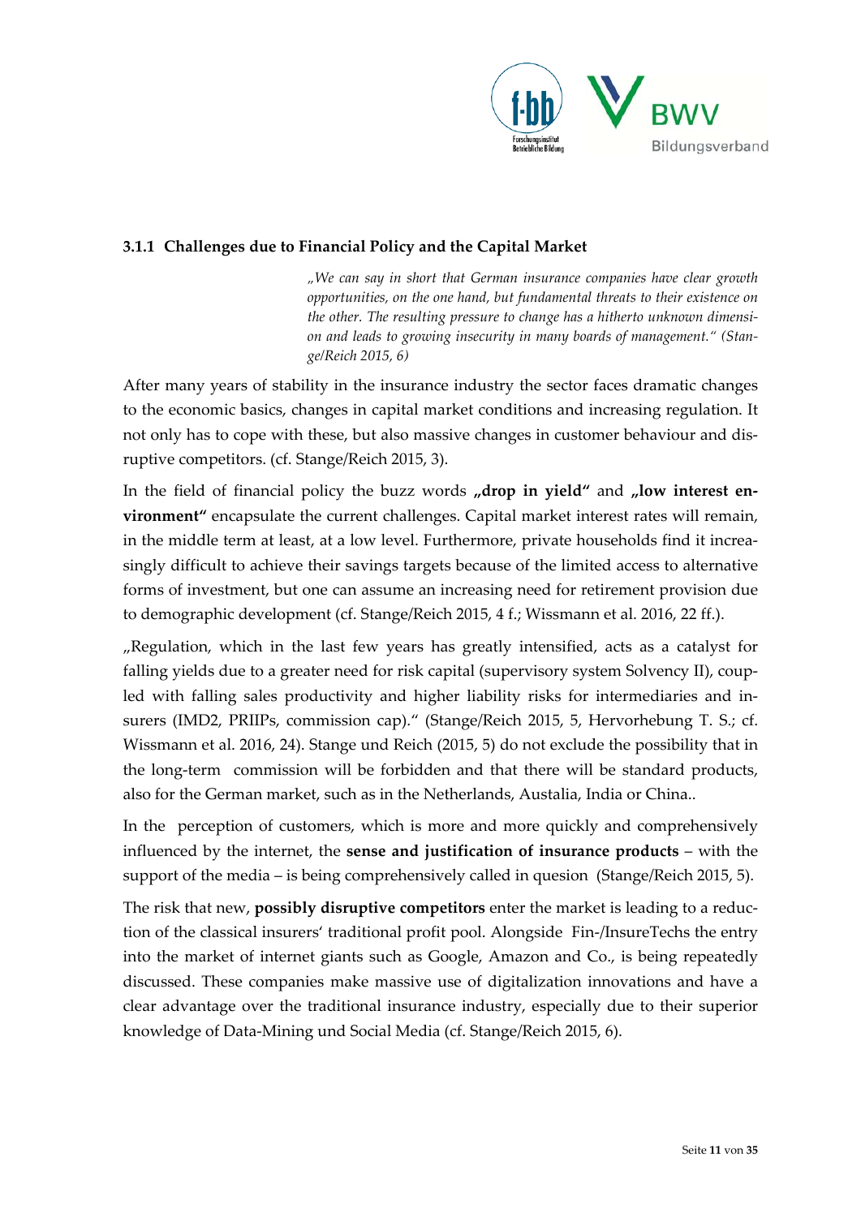### 3.1.1 Challenges due to Financial Policy and the Capital Market

> *„We can say in short that German insurance companies have clear growth opportunities, on the one hand, but fundamental threats to their existence on the other. The resulting pressure to change has a hitherto unknown dimension and leads to growing insecurity in many boards of management." (Stange/Reich 2015, 6)*

After many years of stability in the insurance industry the sector faces dramatic changes to the economic basics, changes in capital market conditions and increasing regulation. It not only has to cope with these, but also massive changes in customer behaviour and disruptive competitors. (cf. Stange/Reich 2015, 3).

In the field of financial policy the buzz words **„drop in yield"** and **„low interest environment"** encapsulate the current challenges. Capital market interest rates will remain, in the middle term at least, at a low level. Furthermore, private households find it increasingly difficult to achieve their savings targets because of the limited access to alternative forms of investment, but one can assume an increasing need for retirement provision due to demographic development (cf. Stange/Reich 2015, 4 f.; Wissmann et al. 2016, 22 ff.).

„Regulation, which in the last few years has greatly intensified, acts as a catalyst for falling yields due to a greater need for risk capital (supervisory system Solvency II), coupled with falling sales productivity and higher liability risks for intermediaries and insurers (IMD2, PRIIPs, commission cap)." (Stange/Reich 2015, 5, Hervorhebung T. S.; cf. Wissmann et al. 2016, 24). Stange und Reich (2015, 5) do not exclude the possibility that in the long-term commission will be forbidden and that there will be standard products, also for the German market, such as in the Netherlands, Austalia, India or China..

In the perception of customers, which is more and more quickly and comprehensively influenced by the internet, the **sense and justification of insurance products** – with the support of the media – is being comprehensively called in quesion (Stange/Reich 2015, 5).

The risk that new, **possibly disruptive competitors** enter the market is leading to a reduction of the classical insurers' traditional profit pool. Alongside Fin-/InsureTechs the entry into the market of internet giants such as Google, Amazon and Co., is being repeatedly discussed. These companies make massive use of digitalization innovations and have a clear advantage over the traditional insurance industry, especially due to their superior knowledge of Data-Mining und Social Media (cf. Stange/Reich 2015, 6).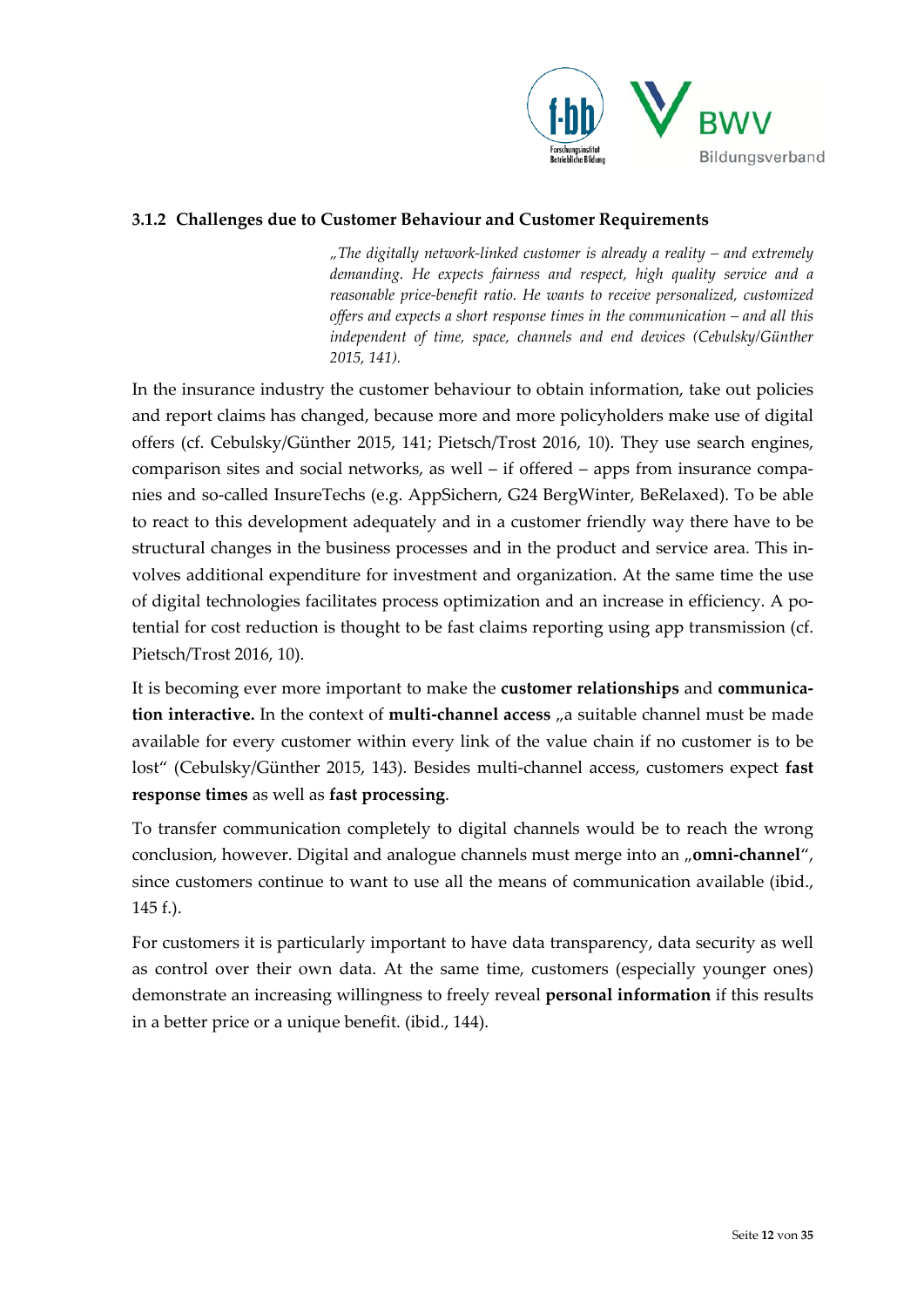### 3.1.2 Challenges due to Customer Behaviour and Customer Requirements

> *„The digitally network-linked customer is already a reality – and extremely demanding. He expects fairness and respect, high quality service and a reasonable price-benefit ratio. He wants to receive personalized, customized offers and expects a short response times in the communication – and all this independent of time, space, channels and end devices (Cebulsky/Günther 2015, 141).*

In the insurance industry the customer behaviour to obtain information, take out policies and report claims has changed, because more and more policyholders make use of digital offers (cf. Cebulsky/Günther 2015, 141; Pietsch/Trost 2016, 10). They use search engines, comparison sites and social networks, as well – if offered – apps from insurance companies and so-called InsureTechs (e.g. AppSichern, G24 BergWinter, BeRelaxed). To be able to react to this development adequately and in a customer friendly way there have to be structural changes in the business processes and in the product and service area. This involves additional expenditure for investment and organization. At the same time the use of digital technologies facilitates process optimization and an increase in efficiency. A potential for cost reduction is thought to be fast claims reporting using app transmission (cf. Pietsch/Trost 2016, 10).

It is becoming ever more important to make the **customer relationships** and **communication interactive.** In the context of **multi-channel access** „a suitable channel must be made available for every customer within every link of the value chain if no customer is to be lost“ (Cebulsky/Günther 2015, 143). Besides multi-channel access, customers expect **fast response times** as well as **fast processing**.

To transfer communication completely to digital channels would be to reach the wrong conclusion, however. Digital and analogue channels must merge into an „**omni-channel**“, since customers continue to want to use all the means of communication available (ibid., 145 f.).

For customers it is particularly important to have data transparency, data security as well as control over their own data. At the same time, customers (especially younger ones) demonstrate an increasing willingness to freely reveal **personal information** if this results in a better price or a unique benefit. (ibid., 144).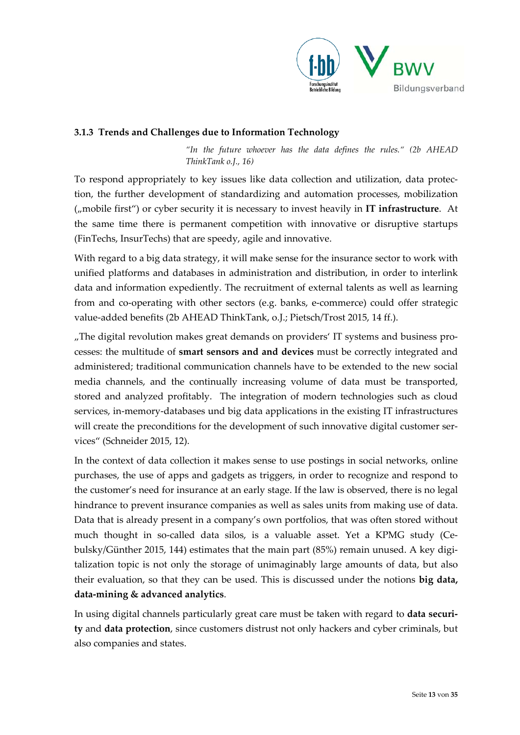### 3.1.3 Trends and Challenges due to Information Technology

> *"In the future whoever has the data defines the rules." (2b AHEAD ThinkTank o.J., 16)*

To respond appropriately to key issues like data collection and utilization, data protection, the further development of standardizing and automation processes, mobilization („mobile first") or cyber security it is necessary to invest heavily in **IT infrastructure**. At the same time there is permanent competition with innovative or disruptive startups (FinTechs, InsurTechs) that are speedy, agile and innovative.

With regard to a big data strategy, it will make sense for the insurance sector to work with unified platforms and databases in administration and distribution, in order to interlink data and information expediently. The recruitment of external talents as well as learning from and co-operating with other sectors (e.g. banks, e-commerce) could offer strategic value-added benefits (2b AHEAD ThinkTank, o.J.; Pietsch/Trost 2015, 14 ff.).

„The digital revolution makes great demands on providers' IT systems and business processes: the multitude of **smart sensors and and devices** must be correctly integrated and administered; traditional communication channels have to be extended to the new social media channels, and the continually increasing volume of data must be transported, stored and analyzed profitably. The integration of modern technologies such as cloud services, in-memory-databases und big data applications in the existing IT infrastructures will create the preconditions for the development of such innovative digital customer services" (Schneider 2015, 12).

In the context of data collection it makes sense to use postings in social networks, online purchases, the use of apps and gadgets as triggers, in order to recognize and respond to the customer's need for insurance at an early stage. If the law is observed, there is no legal hindrance to prevent insurance companies as well as sales units from making use of data. Data that is already present in a company's own portfolios, that was often stored without much thought in so-called data silos, is a valuable asset. Yet a KPMG study (Cebulsky/Günther 2015, 144) estimates that the main part (85%) remain unused. A key digitalization topic is not only the storage of unimaginably large amounts of data, but also their evaluation, so that they can be used. This is discussed under the notions **big data, data-mining & advanced analytics**.

In using digital channels particularly great care must be taken with regard to **data security** and **data protection**, since customers distrust not only hackers and cyber criminals, but also companies and states.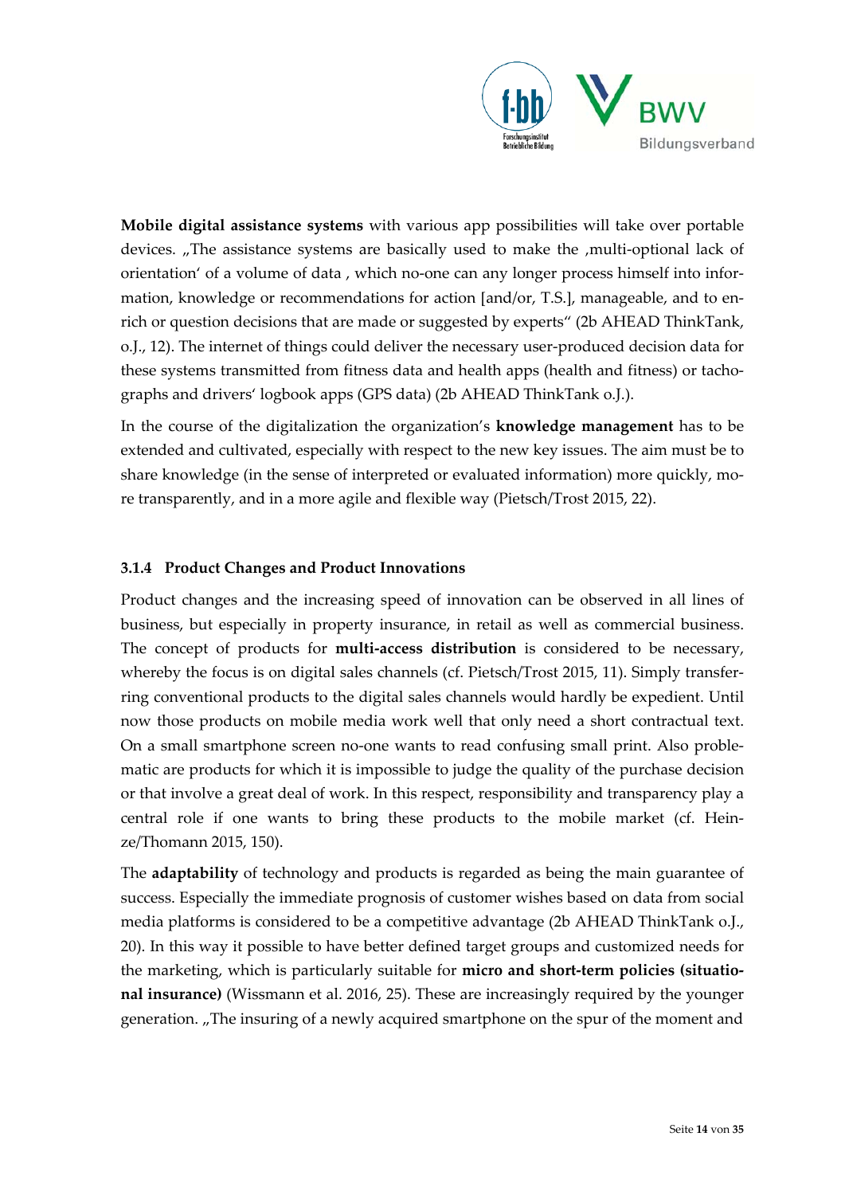**Mobile digital assistance systems** with various app possibilities will take over portable devices. „The assistance systems are basically used to make the ‚multi-optional lack of orientation' of a volume of data , which no-one can any longer process himself into information, knowledge or recommendations for action [and/or, T.S.], manageable, and to enrich or question decisions that are made or suggested by experts" (2b AHEAD ThinkTank, o.J., 12). The internet of things could deliver the necessary user-produced decision data for these systems transmitted from fitness data and health apps (health and fitness) or tachographs and drivers' logbook apps (GPS data) (2b AHEAD ThinkTank o.J.).

In the course of the digitalization the organization's **knowledge management** has to be extended and cultivated, especially with respect to the new key issues. The aim must be to share knowledge (in the sense of interpreted or evaluated information) more quickly, more transparently, and in a more agile and flexible way (Pietsch/Trost 2015, 22).

### 3.1.4 Product Changes and Product Innovations

Product changes and the increasing speed of innovation can be observed in all lines of business, but especially in property insurance, in retail as well as commercial business. The concept of products for **multi-access distribution** is considered to be necessary, whereby the focus is on digital sales channels (cf. Pietsch/Trost 2015, 11). Simply transferring conventional products to the digital sales channels would hardly be expedient. Until now those products on mobile media work well that only need a short contractual text. On a small smartphone screen no-one wants to read confusing small print. Also problematic are products for which it is impossible to judge the quality of the purchase decision or that involve a great deal of work. In this respect, responsibility and transparency play a central role if one wants to bring these products to the mobile market (cf. Heinze/Thomann 2015, 150).

The **adaptability** of technology and products is regarded as being the main guarantee of success. Especially the immediate prognosis of customer wishes based on data from social media platforms is considered to be a competitive advantage (2b AHEAD ThinkTank o.J., 20). In this way it possible to have better defined target groups and customized needs for the marketing, which is particularly suitable for **micro and short-term policies (situational insurance)** (Wissmann et al. 2016, 25). These are increasingly required by the younger generation. „The insuring of a newly acquired smartphone on the spur of the moment and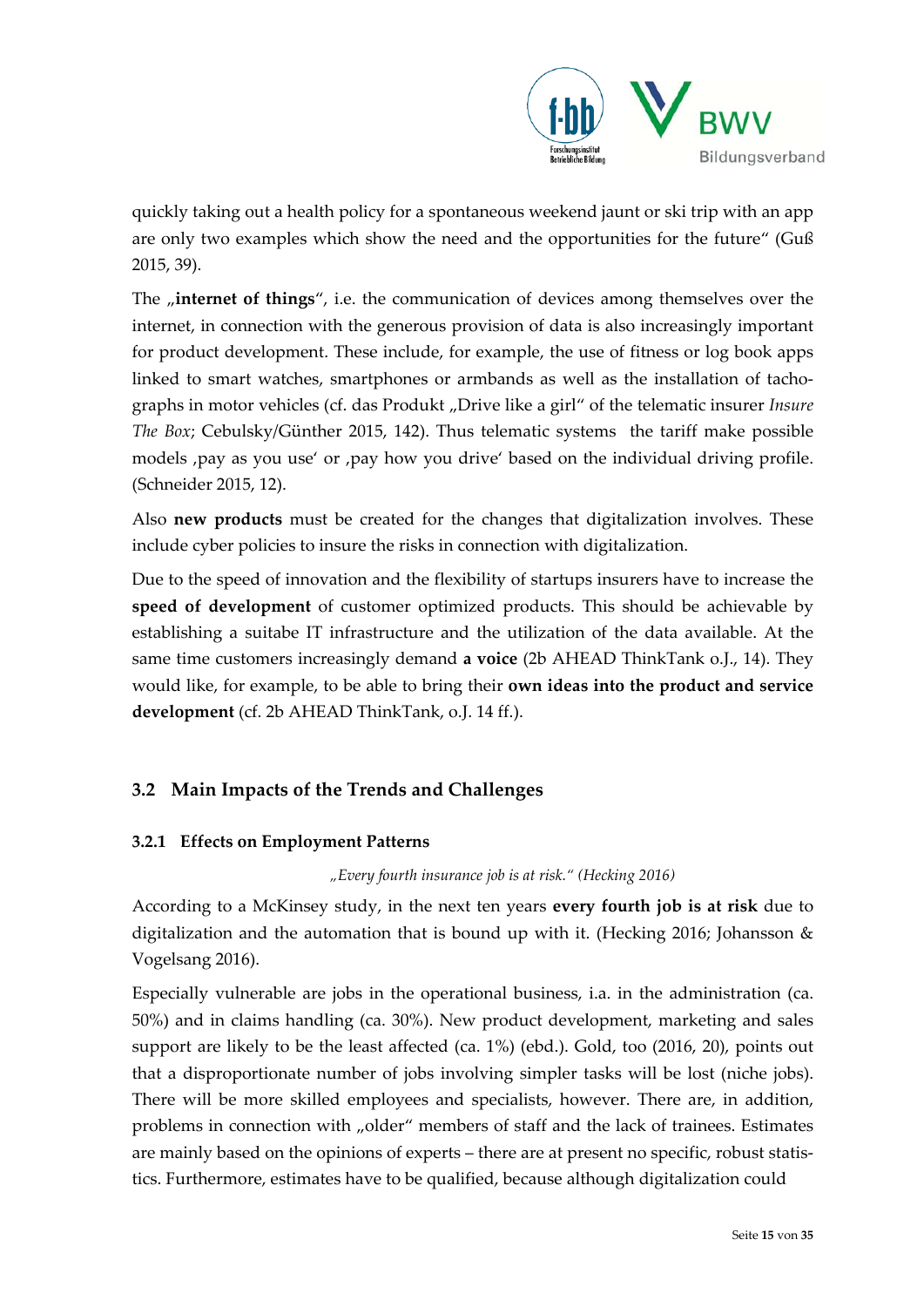quickly taking out a health policy for a spontaneous weekend jaunt or ski trip with an app are only two examples which show the need and the opportunities for the future" (Guß 2015, 39).

The „**internet of things**", i.e. the communication of devices among themselves over the internet, in connection with the generous provision of data is also increasingly important for product development. These include, for example, the use of fitness or log book apps linked to smart watches, smartphones or armbands as well as the installation of tachographs in motor vehicles (cf. das Produkt „Drive like a girl" of the telematic insurer *Insure The Box*; Cebulsky/Günther 2015, 142). Thus telematic systems the tariff make possible models ‚pay as you use' or ‚pay how you drive' based on the individual driving profile. (Schneider 2015, 12).

Also **new products** must be created for the changes that digitalization involves. These include cyber policies to insure the risks in connection with digitalization.

Due to the speed of innovation and the flexibility of startups insurers have to increase the **speed of development** of customer optimized products. This should be achievable by establishing a suitabe IT infrastructure and the utilization of the data available. At the same time customers increasingly demand **a voice** (2b AHEAD ThinkTank o.J., 14). They would like, for example, to be able to bring their **own ideas into the product and service development** (cf. 2b AHEAD ThinkTank, o.J. 14 ff.).

## 3.2 Main Impacts of the Trends and Challenges

### 3.2.1 Effects on Employment Patterns

*„Every fourth insurance job is at risk." (Hecking 2016)*

According to a McKinsey study, in the next ten years **every fourth job is at risk** due to digitalization and the automation that is bound up with it. (Hecking 2016; Johansson & Vogelsang 2016).

Especially vulnerable are jobs in the operational business, i.a. in the administration (ca. 50%) and in claims handling (ca. 30%). New product development, marketing and sales support are likely to be the least affected (ca. 1%) (ebd.). Gold, too (2016, 20), points out that a disproportionate number of jobs involving simpler tasks will be lost (niche jobs). There will be more skilled employees and specialists, however. There are, in addition, problems in connection with „older" members of staff and the lack of trainees. Estimates are mainly based on the opinions of experts – there are at present no specific, robust statistics. Furthermore, estimates have to be qualified, because although digitalization could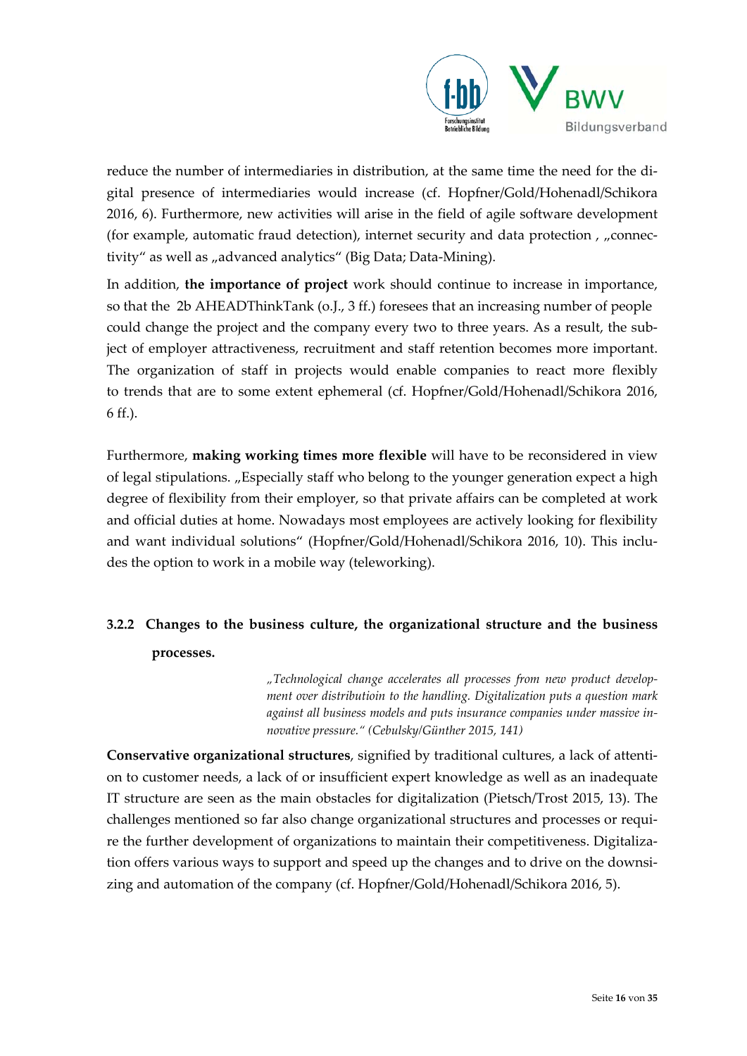reduce the number of intermediaries in distribution, at the same time the need for the digital presence of intermediaries would increase (cf. Hopfner/Gold/Hohenadl/Schikora 2016, 6). Furthermore, new activities will arise in the field of agile software development (for example, automatic fraud detection), internet security and data protection , „connectivity" as well as „advanced analytics" (Big Data; Data-Mining).

In addition, **the importance of project** work should continue to increase in importance, so that the 2b AHEADThinkTank (o.J., 3 ff.) foresees that an increasing number of people could change the project and the company every two to three years. As a result, the subject of employer attractiveness, recruitment and staff retention becomes more important. The organization of staff in projects would enable companies to react more flexibly to trends that are to some extent ephemeral (cf. Hopfner/Gold/Hohenadl/Schikora 2016, 6 ff.).

Furthermore, **making working times more flexible** will have to be reconsidered in view of legal stipulations. „Especially staff who belong to the younger generation expect a high degree of flexibility from their employer, so that private affairs can be completed at work and official duties at home. Nowadays most employees are actively looking for flexibility and want individual solutions" (Hopfner/Gold/Hohenadl/Schikora 2016, 10). This includes the option to work in a mobile way (teleworking).

### 3.2.2 Changes to the business culture, the organizational structure and the business processes.

> *„Technological change accelerates all processes from new product development over distributioin to the handling. Digitalization puts a question mark against all business models and puts insurance companies under massive innovative pressure." (Cebulsky/Günther 2015, 141)*

**Conservative organizational structures**, signified by traditional cultures, a lack of attention to customer needs, a lack of or insufficient expert knowledge as well as an inadequate IT structure are seen as the main obstacles for digitalization (Pietsch/Trost 2015, 13). The challenges mentioned so far also change organizational structures and processes or require the further development of organizations to maintain their competitiveness. Digitalization offers various ways to support and speed up the changes and to drive on the downsizing and automation of the company (cf. Hopfner/Gold/Hohenadl/Schikora 2016, 5).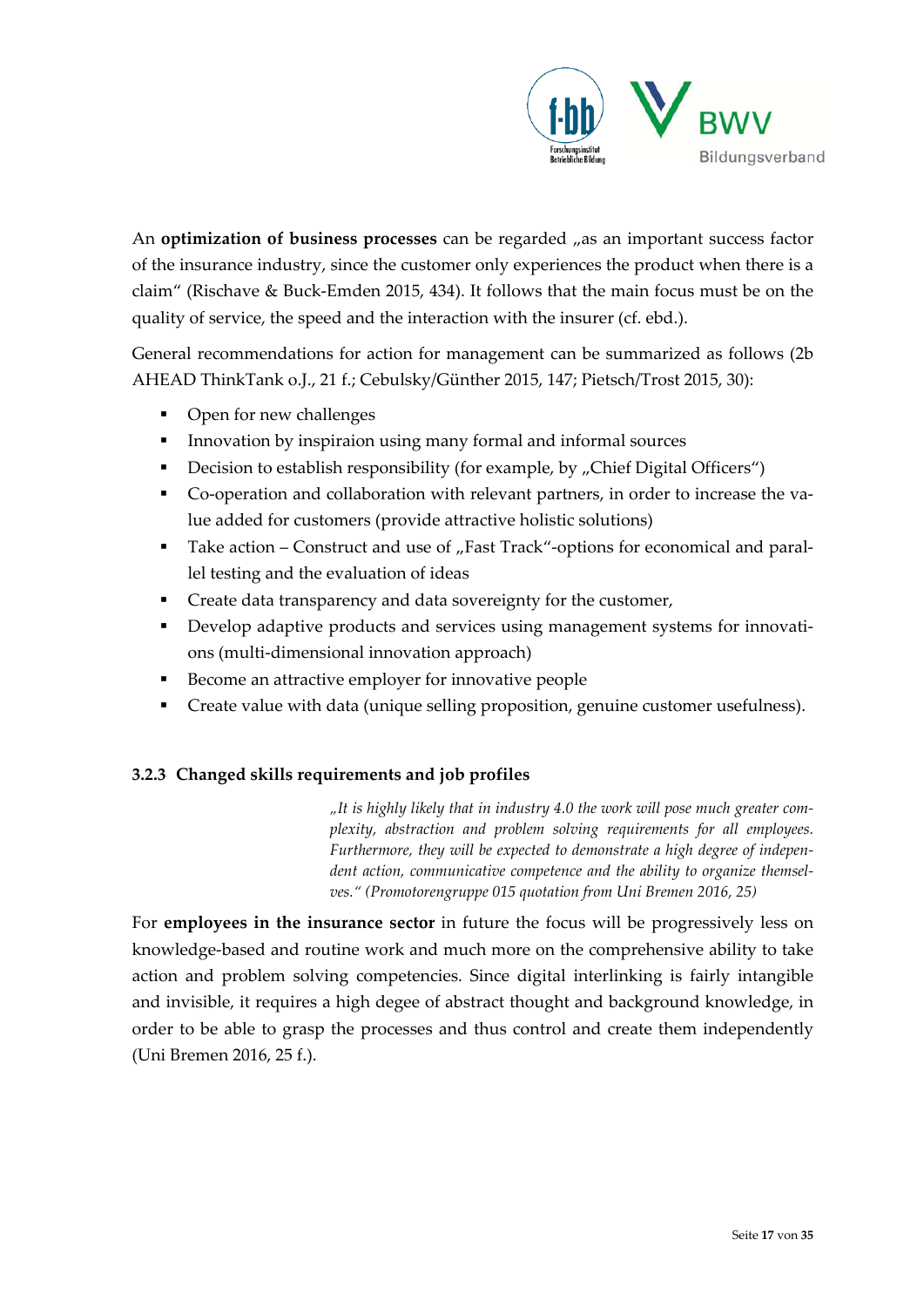An **optimization of business processes** can be regarded „as an important success factor of the insurance industry, since the customer only experiences the product when there is a claim“ (Rischave & Buck-Emden 2015, 434). It follows that the main focus must be on the quality of service, the speed and the interaction with the insurer (cf. ebd.).

General recommendations for action for management can be summarized as follows (2b AHEAD ThinkTank o.J., 21 f.; Cebulsky/Günther 2015, 147; Pietsch/Trost 2015, 30):

- Open for new challenges
- Innovation by inspiraion using many formal and informal sources
- Decision to establish responsibility (for example, by „Chief Digital Officers“)
- Co-operation and collaboration with relevant partners, in order to increase the value added for customers (provide attractive holistic solutions)
- Take action – Construct and use of „Fast Track“-options for economical and parallel testing and the evaluation of ideas
- Create data transparency and data sovereignty for the customer,
- Develop adaptive products and services using management systems for innovations (multi-dimensional innovation approach)
- Become an attractive employer for innovative people
- Create value with data (unique selling proposition, genuine customer usefulness).

### 3.2.3 Changed skills requirements and job profiles

> *„It is highly likely that in industry 4.0 the work will pose much greater complexity, abstraction and problem solving requirements for all employees. Furthermore, they will be expected to demonstrate a high degree of independent action, communicative competence and the ability to organize themselves.“ (Promotorengruppe 015 quotation from Uni Bremen 2016, 25)*

For **employees in the insurance sector** in future the focus will be progressively less on knowledge-based and routine work and much more on the comprehensive ability to take action and problem solving competencies. Since digital interlinking is fairly intangible and invisible, it requires a high degee of abstract thought and background knowledge, in order to be able to grasp the processes and thus control and create them independently (Uni Bremen 2016, 25 f.).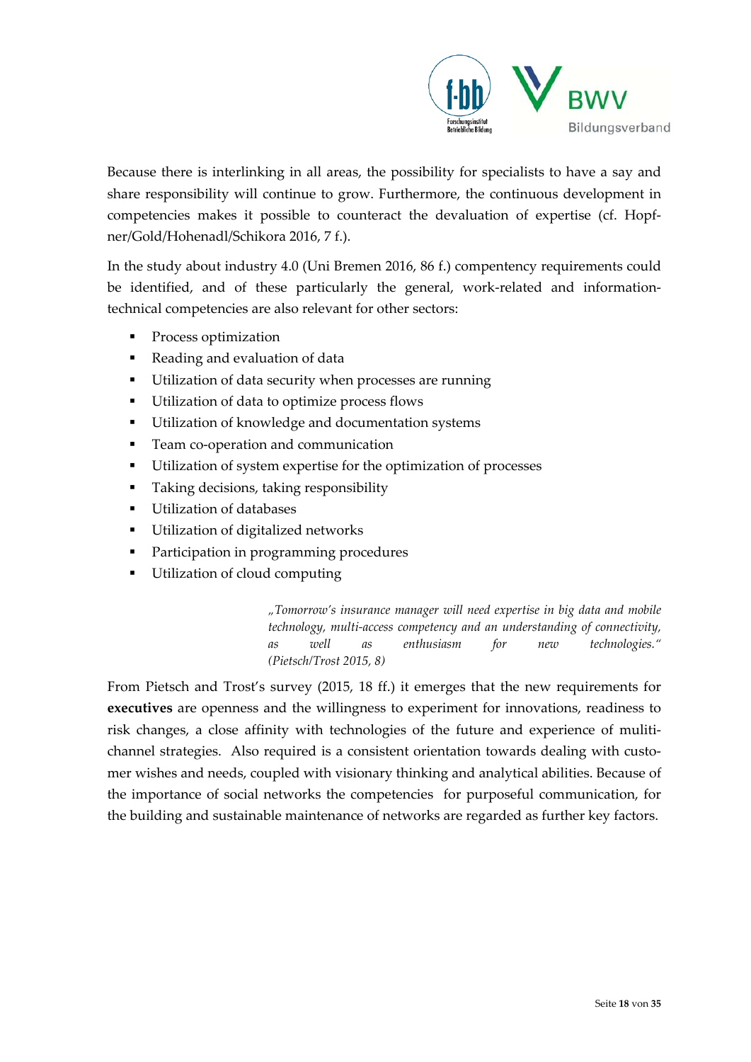Because there is interlinking in all areas, the possibility for specialists to have a say and share responsibility will continue to grow. Furthermore, the continuous development in competencies makes it possible to counteract the devaluation of expertise (cf. Hopfner/Gold/Hohenadl/Schikora 2016, 7 f.).

In the study about industry 4.0 (Uni Bremen 2016, 86 f.) compentency requirements could be identified, and of these particularly the general, work-related and information-technical competencies are also relevant for other sectors:

- Process optimization
- Reading and evaluation of data
- Utilization of data security when processes are running
- Utilization of data to optimize process flows
- Utilization of knowledge and documentation systems
- Team co-operation and communication
- Utilization of system expertise for the optimization of processes
- Taking decisions, taking responsibility
- Utilization of databases
- Utilization of digitalized networks
- Participation in programming procedures
- Utilization of cloud computing

> *„Tomorrow's insurance manager will need expertise in big data and mobile technology, multi-access competency and an understanding of connectivity, as well as enthusiasm for new technologies."* *(Pietsch/Trost 2015, 8)*

From Pietsch and Trost's survey (2015, 18 ff.) it emerges that the new requirements for **executives** are openness and the willingness to experiment for innovations, readiness to risk changes, a close affinity with technologies of the future and experience of mulitichannel strategies. Also required is a consistent orientation towards dealing with customer wishes and needs, coupled with visionary thinking and analytical abilities. Because of the importance of social networks the competencies for purposeful communication, for the building and sustainable maintenance of networks are regarded as further key factors.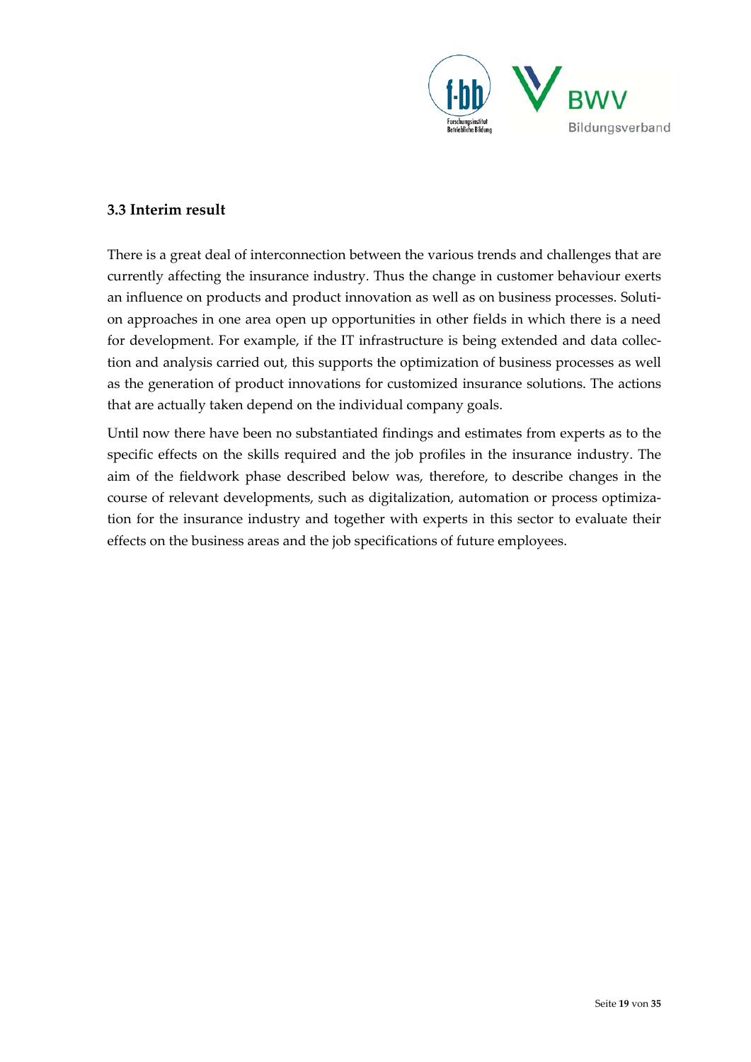### 3.3 Interim result

There is a great deal of interconnection between the various trends and challenges that are currently affecting the insurance industry. Thus the change in customer behaviour exerts an influence on products and product innovation as well as on business processes. Solution approaches in one area open up opportunities in other fields in which there is a need for development. For example, if the IT infrastructure is being extended and data collection and analysis carried out, this supports the optimization of business processes as well as the generation of product innovations for customized insurance solutions. The actions that are actually taken depend on the individual company goals.

Until now there have been no substantiated findings and estimates from experts as to the specific effects on the skills required and the job profiles in the insurance industry. The aim of the fieldwork phase described below was, therefore, to describe changes in the course of relevant developments, such as digitalization, automation or process optimization for the insurance industry and together with experts in this sector to evaluate their effects on the business areas and the job specifications of future employees.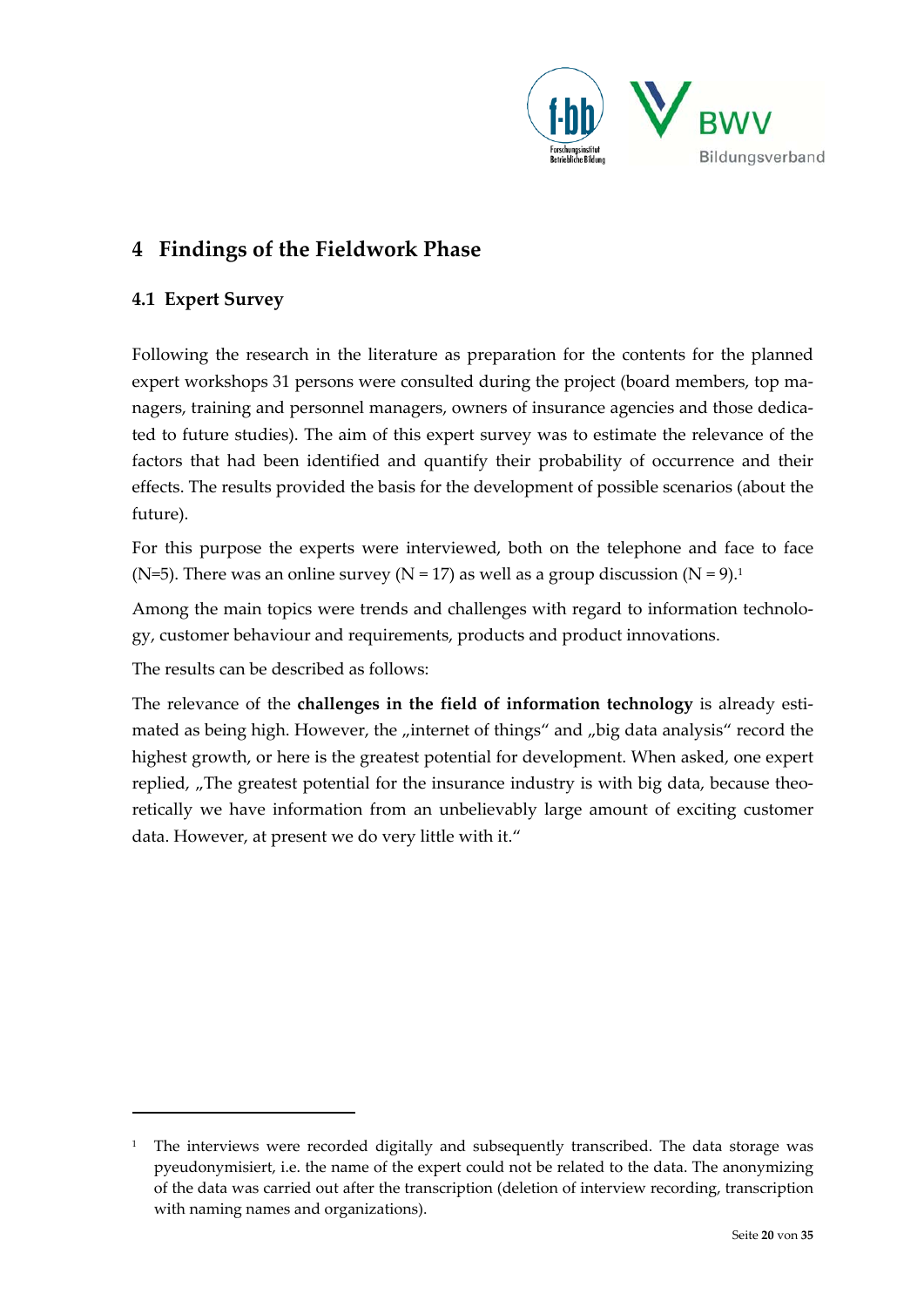# 4 Findings of the Fieldwork Phase

## 4.1 Expert Survey

Following the research in the literature as preparation for the contents for the planned expert workshops 31 persons were consulted during the project (board members, top managers, training and personnel managers, owners of insurance agencies and those dedicated to future studies). The aim of this expert survey was to estimate the relevance of the factors that had been identified and quantify their probability of occurrence and their effects. The results provided the basis for the development of possible scenarios (about the future).

For this purpose the experts were interviewed, both on the telephone and face to face (N=5). There was an online survey (N = 17) as well as a group discussion (N = 9).[1]

Among the main topics were trends and challenges with regard to information technology, customer behaviour and requirements, products and product innovations.

The results can be described as follows:

The relevance of the **challenges in the field of information technology** is already estimated as being high. However, the „internet of things“ and „big data analysis“ record the highest growth, or here is the greatest potential for development. When asked, one expert replied, „The greatest potential for the insurance industry is with big data, because theoretically we have information from an unbelievably large amount of exciting customer data. However, at present we do very little with it.“

---

[1] The interviews were recorded digitally and subsequently transcribed. The data storage was pyeudonymisiert, i.e. the name of the expert could not be related to the data. The anonymizing of the data was carried out after the transcription (deletion of interview recording, transcription with naming names and organizations).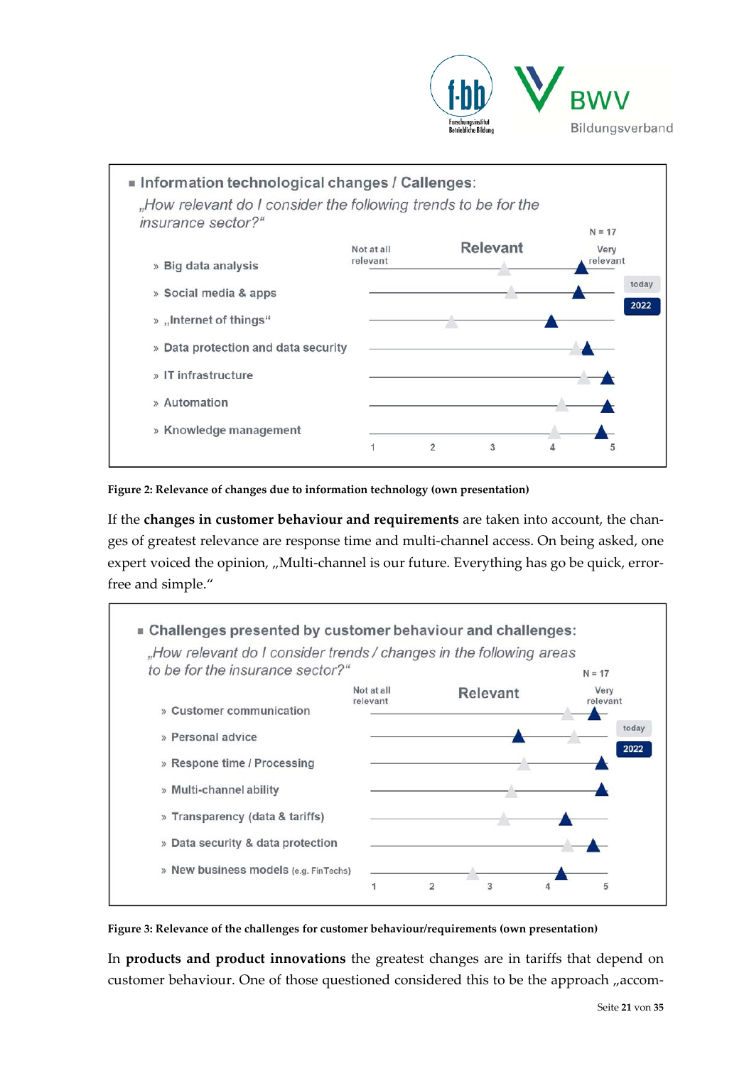**Information technological changes / Callenges:**

*„How relevant do I consider the following trends to be for the insurance sector?"*

N = 17

Scale: 1 = Not at all relevant, 3 = Relevant, 5 = Very relevant (today / 2022)

- » Big data analysis
- » Social media & apps
- » „Internet of things"
- » Data protection and data security
- » IT infrastructure
- » Automation
- » Knowledge management

**Figure 2: Relevance of changes due to information technology (own presentation)**

If the **changes in customer behaviour and requirements** are taken into account, the changes of greatest relevance are response time and multi-channel access. On being asked, one expert voiced the opinion, „Multi-channel is our future. Everything has go be quick, error-free and simple."

**Challenges presented by customer behaviour and challenges:**

*„How relevant do I consider trends / changes in the following areas to be for the insurance sector?"*

N = 17

Scale: 1 = Not at all relevant, 3 = Relevant, 5 = Very relevant (today / 2022)

- » Customer communication
- » Personal advice
- » Respone time / Processing
- » Multi-channel ability
- » Transparency (data & tariffs)
- » Data security & data protection
- » New business models (e.g. FinTechs)

**Figure 3: Relevance of the challenges for customer behaviour/requirements (own presentation)**

In **products and product innovations** the greatest changes are in tariffs that depend on customer behaviour. One of those questioned considered this to be the approach „accom-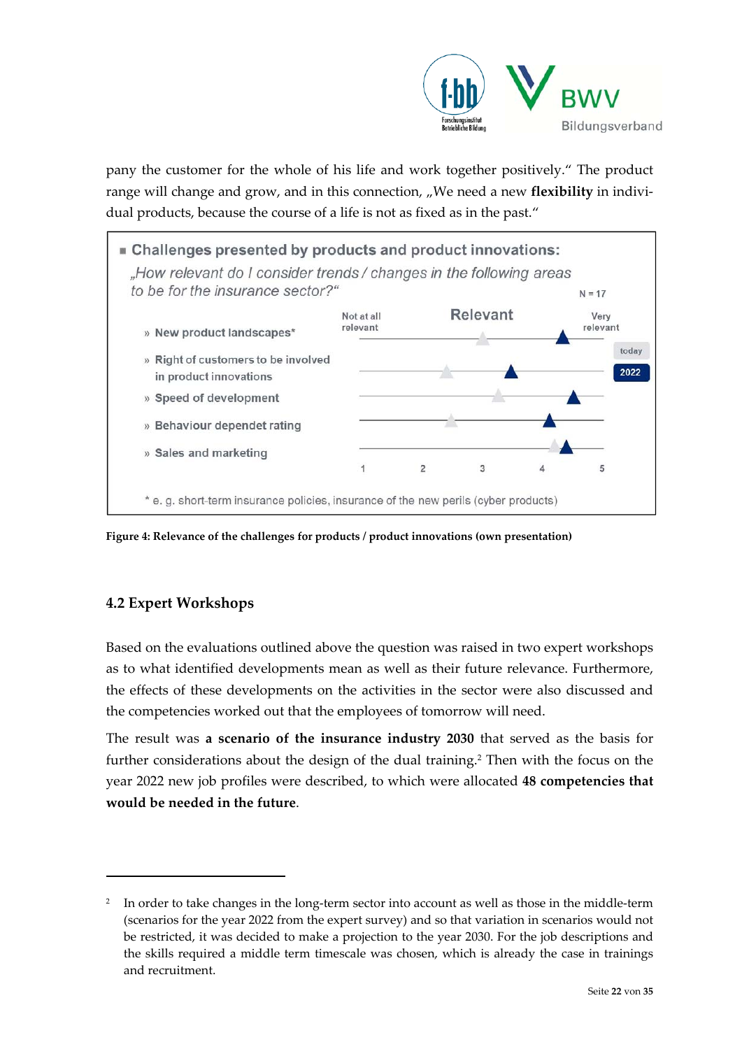pany the customer for the whole of his life and work together positively." The product range will change and grow, and in this connection, „We need a new **flexibility** in individual products, because the course of a life is not as fixed as in the past."

■ **Challenges presented by products and product innovations:**

*„How relevant do I consider trends / changes in the following areas to be for the insurance sector?"*

N = 17

| | Not at all relevant (1) | 2 | 3 – Relevant | 4 | 5 – Very relevant |
|---|---|---|---|---|---|
| » New product landscapes* | | | | | |
| » Right of customers to be involved in product innovations | | | | | |
| » Speed of development | | | | | |
| » Behaviour dependet rating | | | | | |
| » Sales and marketing | | | | | |

Legend: today / 2022

\* e. g. short-term insurance policies, insurance of the new perils (cyber products)

**Figure 4: Relevance of the challenges for products / product innovations (own presentation)**

## 4.2 Expert Workshops

Based on the evaluations outlined above the question was raised in two expert workshops as to what identified developments mean as well as their future relevance. Furthermore, the effects of these developments on the activities in the sector were also discussed and the competencies worked out that the employees of tomorrow will need.

The result was **a scenario of the insurance industry 2030** that served as the basis for further considerations about the design of the dual training.[2] Then with the focus on the year 2022 new job profiles were described, to which were allocated **48 competencies that would be needed in the future**.

---

[2] In order to take changes in the long-term sector into account as well as those in the middle-term (scenarios for the year 2022 from the expert survey) and so that variation in scenarios would not be restricted, it was decided to make a projection to the year 2030. For the job descriptions and the skills required a middle term timescale was chosen, which is already the case in trainings and recruitment.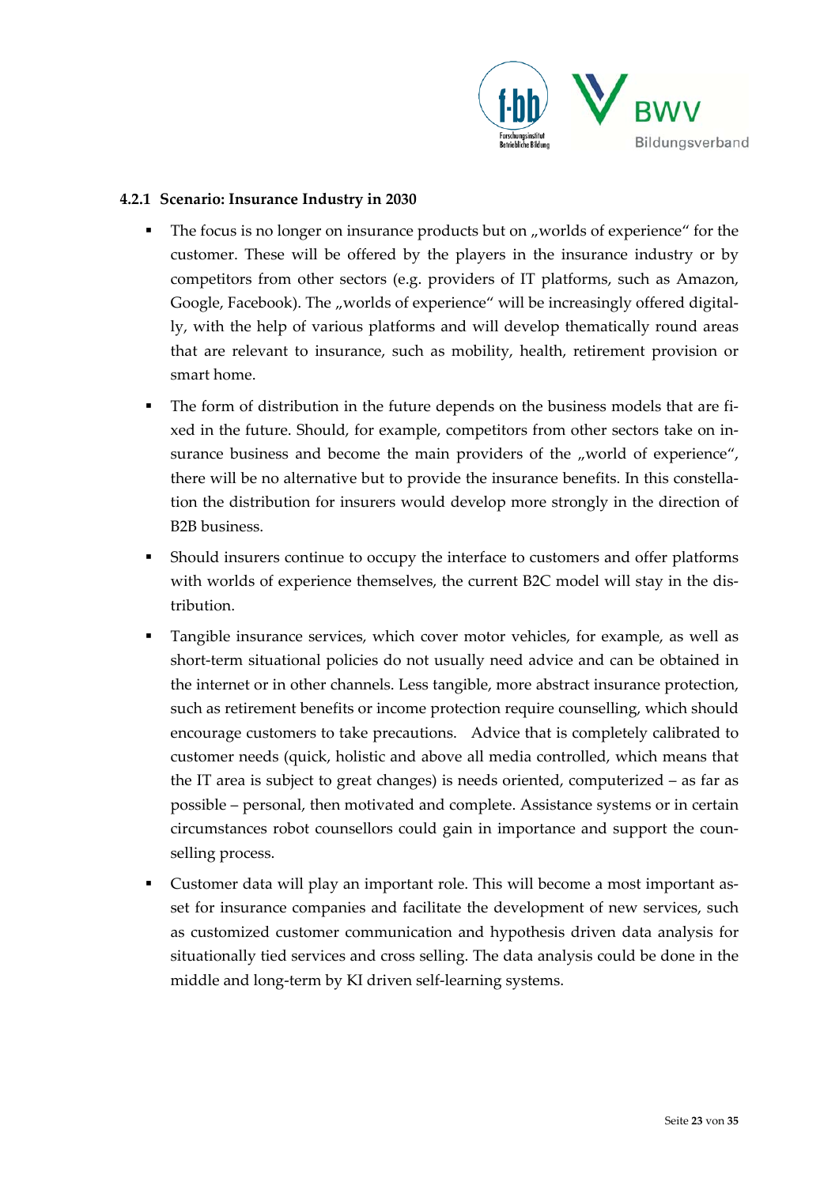#### 4.2.1 Scenario: Insurance Industry in 2030

- The focus is no longer on insurance products but on „worlds of experience" for the customer. These will be offered by the players in the insurance industry or by competitors from other sectors (e.g. providers of IT platforms, such as Amazon, Google, Facebook). The „worlds of experience" will be increasingly offered digitally, with the help of various platforms and will develop thematically round areas that are relevant to insurance, such as mobility, health, retirement provision or smart home.
- The form of distribution in the future depends on the business models that are fixed in the future. Should, for example, competitors from other sectors take on insurance business and become the main providers of the „world of experience", there will be no alternative but to provide the insurance benefits. In this constellation the distribution for insurers would develop more strongly in the direction of B2B business.
- Should insurers continue to occupy the interface to customers and offer platforms with worlds of experience themselves, the current B2C model will stay in the distribution.
- Tangible insurance services, which cover motor vehicles, for example, as well as short-term situational policies do not usually need advice and can be obtained in the internet or in other channels. Less tangible, more abstract insurance protection, such as retirement benefits or income protection require counselling, which should encourage customers to take precautions. Advice that is completely calibrated to customer needs (quick, holistic and above all media controlled, which means that the IT area is subject to great changes) is needs oriented, computerized – as far as possible – personal, then motivated and complete. Assistance systems or in certain circumstances robot counsellors could gain in importance and support the counselling process.
- Customer data will play an important role. This will become a most important asset for insurance companies and facilitate the development of new services, such as customized customer communication and hypothesis driven data analysis for situationally tied services and cross selling. The data analysis could be done in the middle and long-term by KI driven self-learning systems.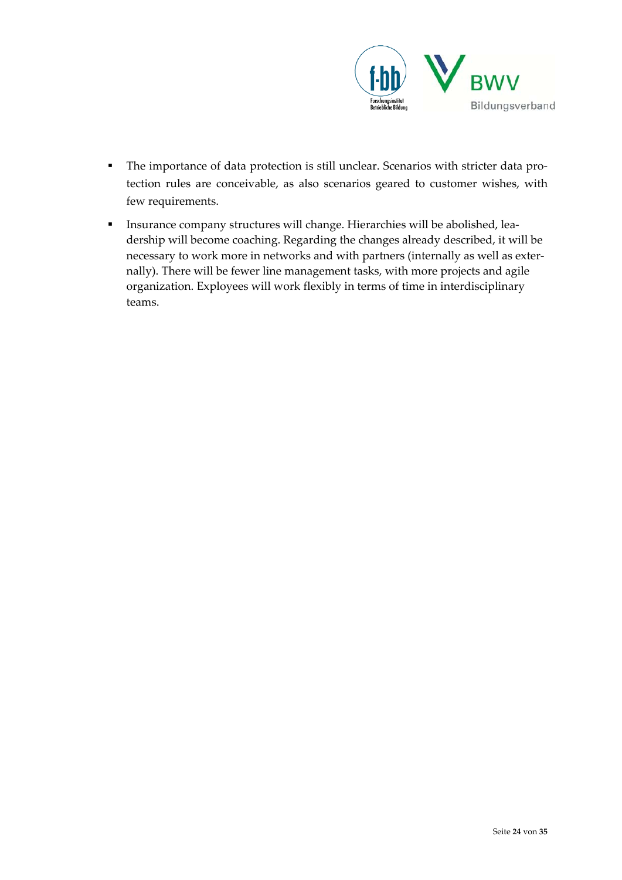- The importance of data protection is still unclear. Scenarios with stricter data protection rules are conceivable, as also scenarios geared to customer wishes, with few requirements.
- Insurance company structures will change. Hierarchies will be abolished, leadership will become coaching. Regarding the changes already described, it will be necessary to work more in networks and with partners (internally as well as externally). There will be fewer line management tasks, with more projects and agile organization. Exployees will work flexibly in terms of time in interdisciplinary teams.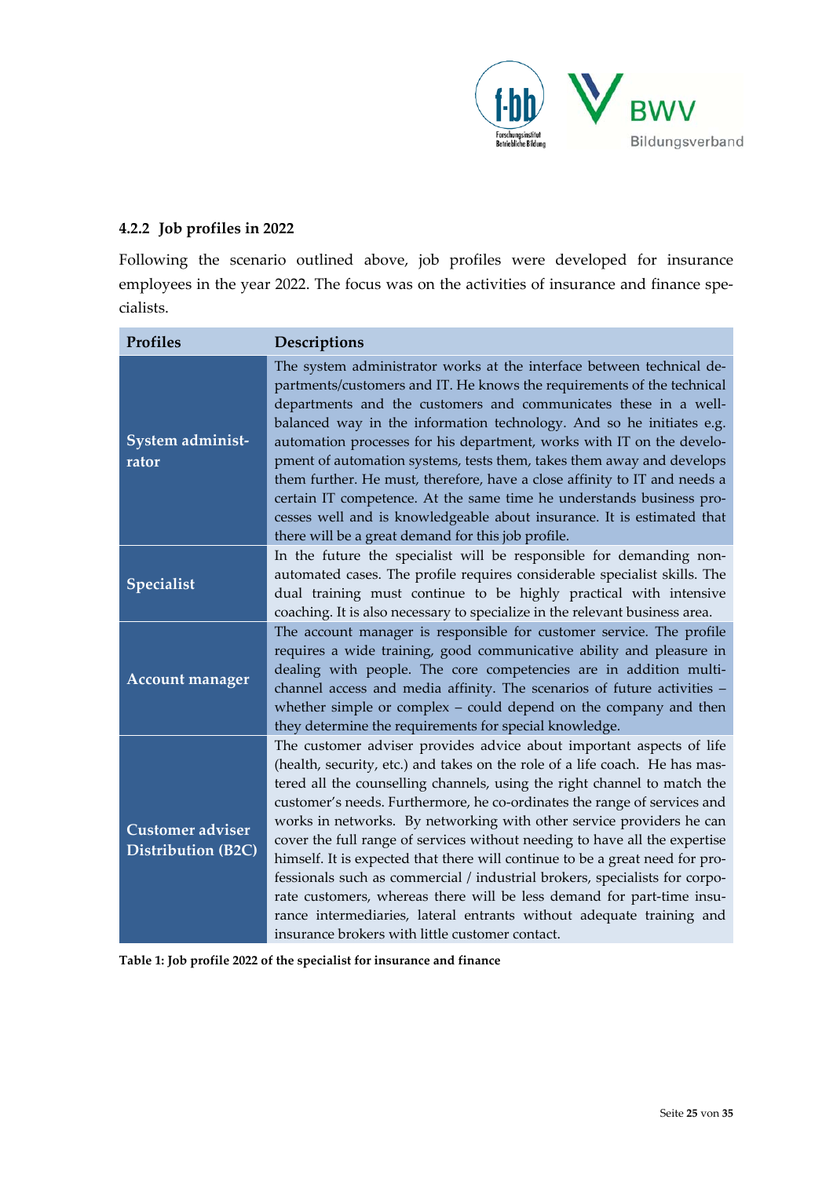### 4.2.2 Job profiles in 2022

Following the scenario outlined above, job profiles were developed for insurance employees in the year 2022. The focus was on the activities of insurance and finance specialists.

| Profiles | Descriptions |
|---|---|
| **System administrator** | The system administrator works at the interface between technical departments/customers and IT. He knows the requirements of the technical departments and the customers and communicates these in a well-balanced way in the information technology. And so he initiates e.g. automation processes for his department, works with IT on the development of automation systems, tests them, takes them away and develops them further. He must, therefore, have a close affinity to IT and needs a certain IT competence. At the same time he understands business processes well and is knowledgeable about insurance. It is estimated that there will be a great demand for this job profile. |
| **Specialist** | In the future the specialist will be responsible for demanding non-automated cases. The profile requires considerable specialist skills. The dual training must continue to be highly practical with intensive coaching. It is also necessary to specialize in the relevant business area. |
| **Account manager** | The account manager is responsible for customer service. The profile requires a wide training, good communicative ability and pleasure in dealing with people. The core competencies are in addition multi-channel access and media affinity. The scenarios of future activities – whether simple or complex – could depend on the company and then they determine the requirements for special knowledge. |
| **Customer adviser Distribution (B2C)** | The customer adviser provides advice about important aspects of life (health, security, etc.) and takes on the role of a life coach. He has mastered all the counselling channels, using the right channel to match the customer's needs. Furthermore, he co-ordinates the range of services and works in networks. By networking with other service providers he can cover the full range of services without needing to have all the expertise himself. It is expected that there will continue to be a great need for professionals such as commercial / industrial brokers, specialists for corporate customers, whereas there will be less demand for part-time insurance intermediaries, lateral entrants without adequate training and insurance brokers with little customer contact. |

**Table 1: Job profile 2022 of the specialist for insurance and finance**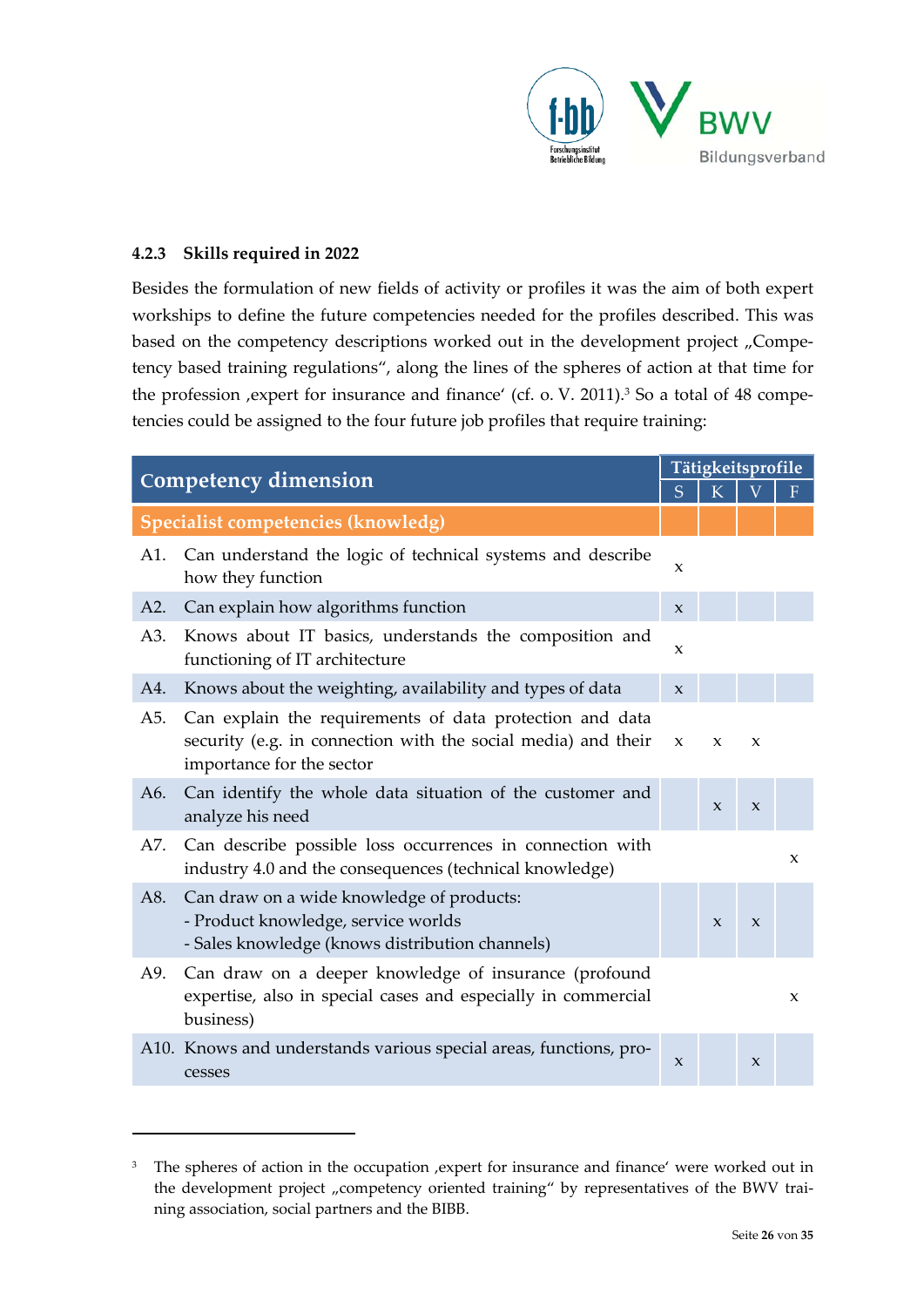### 4.2.3 Skills required in 2022

Besides the formulation of new fields of activity or profiles it was the aim of both expert workshops to define the future competencies needed for the profiles described. This was based on the competency descriptions worked out in the development project „Competency based training regulations“, along the lines of the spheres of action at that time for the profession ‚expert for insurance and finance‘ (cf. o. V. 2011).[3] So a total of 48 competencies could be assigned to the four future job profiles that require training:

| Competency dimension | Tätigkeitsprofile | | | |
|---|---|---|---|---|
| | S | K | V | F |
| **Specialist competencies (knowledg)** | | | | |
| A1. Can understand the logic of technical systems and describe how they function | x | | | |
| A2. Can explain how algorithms function | x | | | |
| A3. Knows about IT basics, understands the composition and functioning of IT architecture | x | | | |
| A4. Knows about the weighting, availability and types of data | x | | | |
| A5. Can explain the requirements of data protection and data security (e.g. in connection with the social media) and their importance for the sector | x | x | x | |
| A6. Can identify the whole data situation of the customer and analyze his need | | x | x | |
| A7. Can describe possible loss occurrences in connection with industry 4.0 and the consequences (technical knowledge) | | | | x |
| A8. Can draw on a wide knowledge of products:<br>- Product knowledge, service worlds<br>- Sales knowledge (knows distribution channels) | | x | x | |
| A9. Can draw on a deeper knowledge of insurance (profound expertise, also in special cases and especially in commercial business) | | | | x |
| A10. Knows and understands various special areas, functions, processes | x | | x | |

[3] The spheres of action in the occupation ‚expert for insurance and finance‘ were worked out in the development project „competency oriented training“ by representatives of the BWV training association, social partners and the BIBB.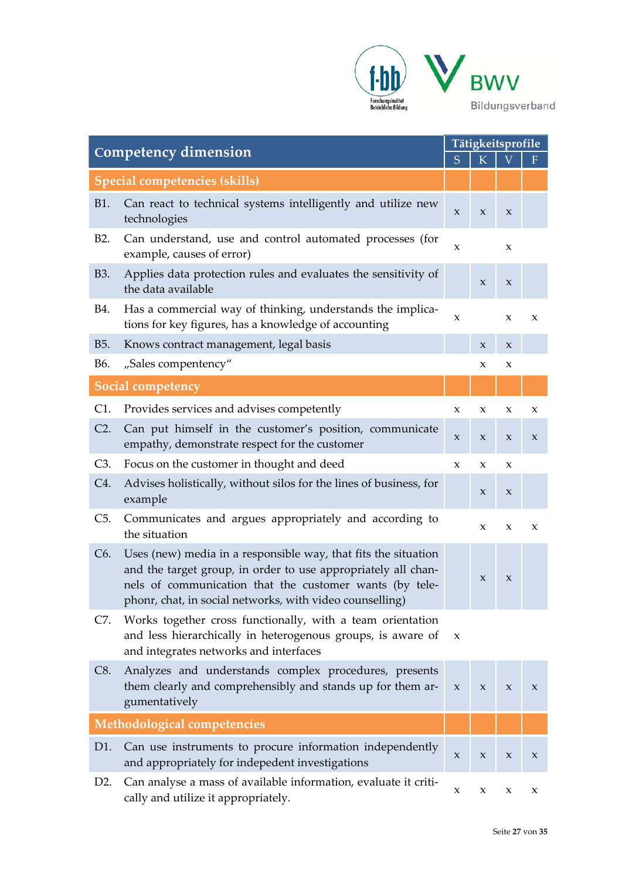| Competency dimension | | Tätigkeitsprofile | | | |
|---|---|---|---|---|---|
| | | S | K | V | F |
| **Special competencies (skills)** | | | | | |
| B1. | Can react to technical systems intelligently and utilize new technologies | x | x | x | |
| B2. | Can understand, use and control automated processes (for example, causes of error) | x | | x | |
| B3. | Applies data protection rules and evaluates the sensitivity of the data available | | x | x | |
| B4. | Has a commercial way of thinking, understands the implications for key figures, has a knowledge of accounting | x | | x | x |
| B5. | Knows contract management, legal basis | | x | x | |
| B6. | „Sales compentency“ | | x | x | |
| **Social competency** | | | | | |
| C1. | Provides services and advises competently | x | x | x | x |
| C2. | Can put himself in the customer's position, communicate empathy, demonstrate respect for the customer | x | x | x | x |
| C3. | Focus on the customer in thought and deed | x | x | x | |
| C4. | Advises holistically, without silos for the lines of business, for example | | x | x | |
| C5. | Communicates and argues appropriately and according to the situation | | x | x | x |
| C6. | Uses (new) media in a responsible way, that fits the situation and the target group, in order to use appropriately all channels of communication that the customer wants (by telephonr, chat, in social networks, with video counselling) | | x | x | |
| C7. | Works together cross functionally, with a team orientation and less hierarchically in heterogenous groups, is aware of and integrates networks and interfaces | x | | | |
| C8. | Analyzes and understands complex procedures, presents them clearly and comprehensibly and stands up for them argumentatively | x | x | x | x |
| **Methodological competencies** | | | | | |
| D1. | Can use instruments to procure information independently and appropriately for indepedent investigations | x | x | x | x |
| D2. | Can analyse a mass of available information, evaluate it critically and utilize it appropriately. | x | x | x | x |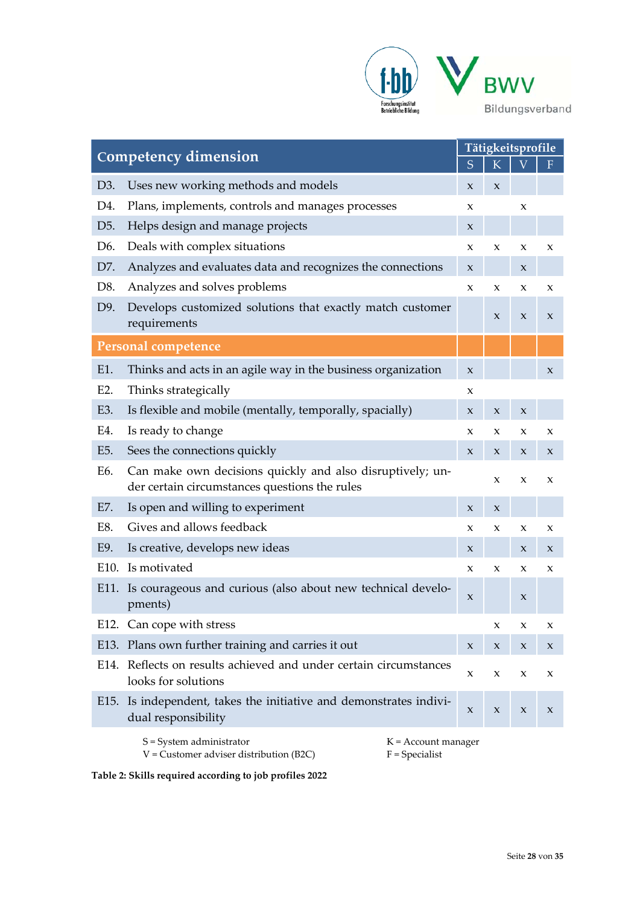| Competency dimension | | Tätigkeitsprofile | | | |
|---|---|---|---|---|---|
| | | S | K | V | F |
| D3. | Uses new working methods and models | x | x | | |
| D4. | Plans, implements, controls and manages processes | x | | x | |
| D5. | Helps design and manage projects | x | | | |
| D6. | Deals with complex situations | x | x | x | x |
| D7. | Analyzes and evaluates data and recognizes the connections | x | | x | |
| D8. | Analyzes and solves problems | x | x | x | x |
| D9. | Develops customized solutions that exactly match customer requirements | | x | x | x |
| **Personal competence** | | | | | |
| E1. | Thinks and acts in an agile way in the business organization | x | | | x |
| E2. | Thinks strategically | x | | | |
| E3. | Is flexible and mobile (mentally, temporally, spacially) | x | x | x | |
| E4. | Is ready to change | x | x | x | x |
| E5. | Sees the connections quickly | x | x | x | x |
| E6. | Can make own decisions quickly and also disruptively; under certain circumstances questions the rules | | x | x | x |
| E7. | Is open and willing to experiment | x | x | | |
| E8. | Gives and allows feedback | x | x | x | x |
| E9. | Is creative, develops new ideas | x | | x | x |
| E10. | Is motivated | x | x | x | x |
| E11. | Is courageous and curious (also about new technical developments) | x | | x | |
| E12. | Can cope with stress | | x | x | x |
| E13. | Plans own further training and carries it out | x | x | x | x |
| E14. | Reflects on results achieved and under certain circumstances looks for solutions | x | x | x | x |
| E15. | Is independent, takes the initiative and demonstrates individual responsibility | x | x | x | x |

S = System administrator
K = Account manager
V = Customer adviser distribution (B2C)
F = Specialist

**Table 2: Skills required according to job profiles 2022**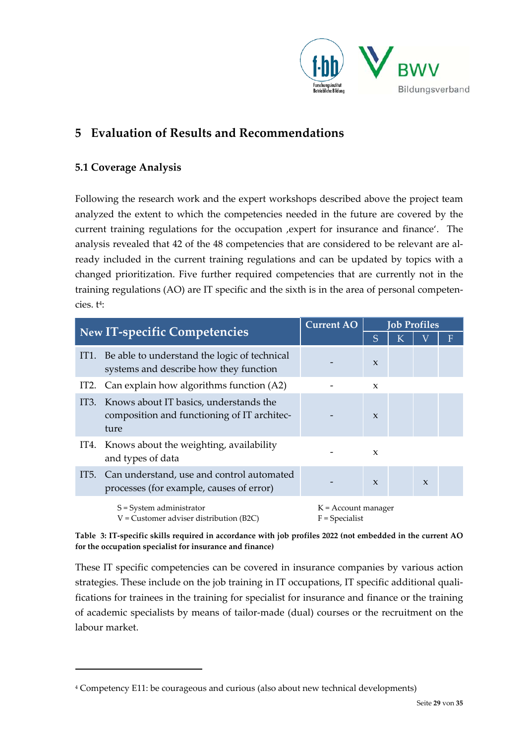# 5 Evaluation of Results and Recommendations

## 5.1 Coverage Analysis

Following the research work and the expert workshops described above the project team analyzed the extent to which the competencies needed in the future are covered by the current training regulations for the occupation ‚expert for insurance and finance'. The analysis revealed that 42 of the 48 competencies that are considered to be relevant are already included in the current training regulations and can be updated by topics with a changed prioritization. Five further required competencies that are currently not in the training regulations (AO) are IT specific and the sixth is in the area of personal competencies. t[4]:

| New IT-specific Competencies | Current AO | Job Profiles | | | |
|---|---|---|---|---|---|
| | | S | K | V | F |
| IT1. Be able to understand the logic of technical systems and describe how they function | - | x | | | |
| IT2. Can explain how algorithms function (A2) | - | x | | | |
| IT3. Knows about IT basics, understands the composition and functioning of IT architecture | - | x | | | |
| IT4. Knows about the weighting, availability and types of data | - | x | | | |
| IT5. Can understand, use and control automated processes (for example, causes of error) | - | x | | x | |

S = System administrator
K = Account manager
V = Customer adviser distribution (B2C)
F = Specialist

**Table 3: IT-specific skills required in accordance with job profiles 2022 (not embedded in the current AO for the occupation specialist for insurance and finance)**

These IT specific competencies can be covered in insurance companies by various action strategies. These include on the job training in IT occupations, IT specific additional qualifications for trainees in the training for specialist for insurance and finance or the training of academic specialists by means of tailor-made (dual) courses or the recruitment on the labour market.

[4] Competency E11: be courageous and curious (also about new technical developments)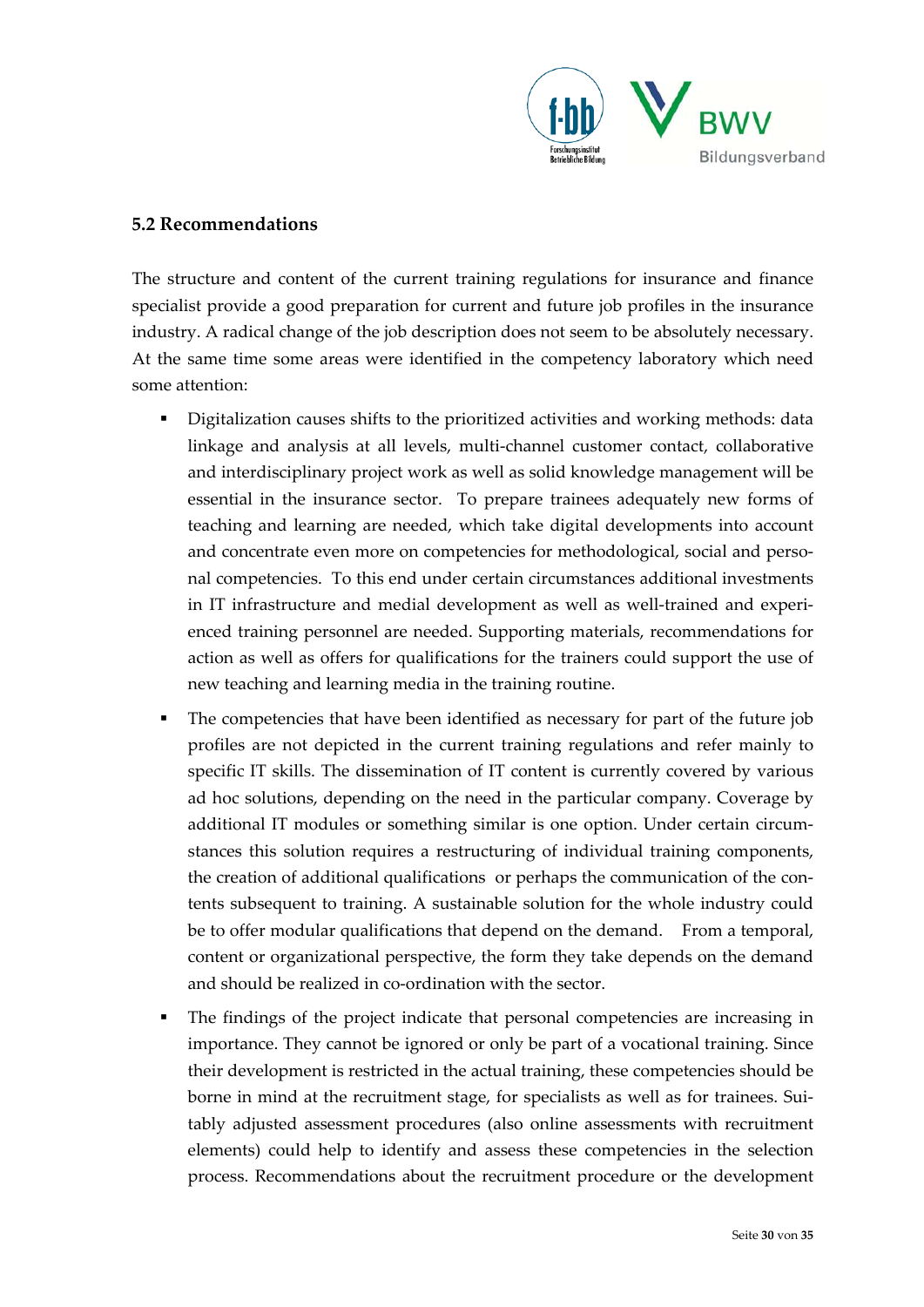## 5.2 Recommendations

The structure and content of the current training regulations for insurance and finance specialist provide a good preparation for current and future job profiles in the insurance industry. A radical change of the job description does not seem to be absolutely necessary. At the same time some areas were identified in the competency laboratory which need some attention:

- Digitalization causes shifts to the prioritized activities and working methods: data linkage and analysis at all levels, multi-channel customer contact, collaborative and interdisciplinary project work as well as solid knowledge management will be essential in the insurance sector. To prepare trainees adequately new forms of teaching and learning are needed, which take digital developments into account and concentrate even more on competencies for methodological, social and personal competencies. To this end under certain circumstances additional investments in IT infrastructure and medial development as well as well-trained and experienced training personnel are needed. Supporting materials, recommendations for action as well as offers for qualifications for the trainers could support the use of new teaching and learning media in the training routine.
- The competencies that have been identified as necessary for part of the future job profiles are not depicted in the current training regulations and refer mainly to specific IT skills. The dissemination of IT content is currently covered by various ad hoc solutions, depending on the need in the particular company. Coverage by additional IT modules or something similar is one option. Under certain circumstances this solution requires a restructuring of individual training components, the creation of additional qualifications or perhaps the communication of the contents subsequent to training. A sustainable solution for the whole industry could be to offer modular qualifications that depend on the demand. From a temporal, content or organizational perspective, the form they take depends on the demand and should be realized in co-ordination with the sector.
- The findings of the project indicate that personal competencies are increasing in importance. They cannot be ignored or only be part of a vocational training. Since their development is restricted in the actual training, these competencies should be borne in mind at the recruitment stage, for specialists as well as for trainees. Suitably adjusted assessment procedures (also online assessments with recruitment elements) could help to identify and assess these competencies in the selection process. Recommendations about the recruitment procedure or the development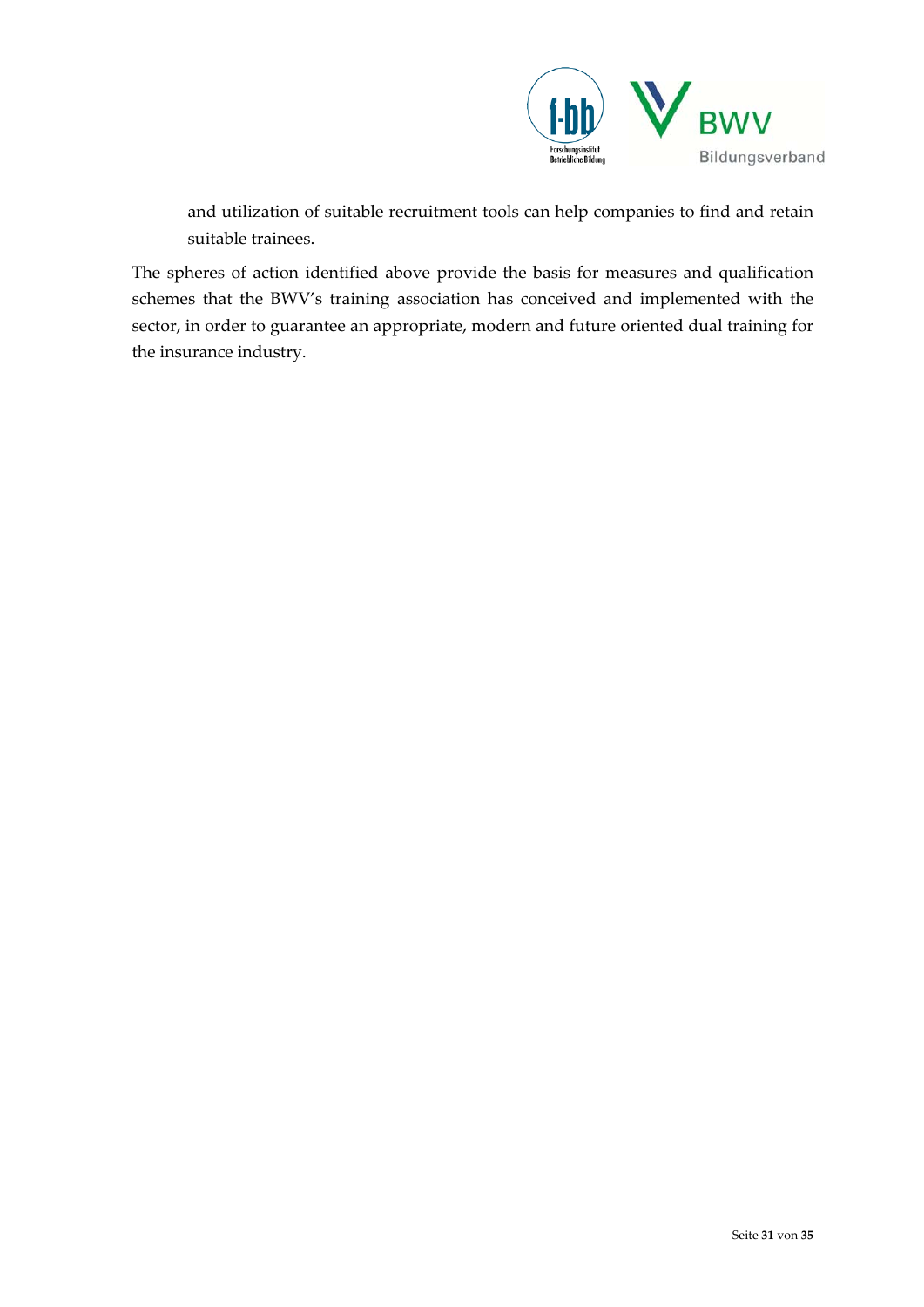and utilization of suitable recruitment tools can help companies to find and retain suitable trainees.

The spheres of action identified above provide the basis for measures and qualification schemes that the BWV's training association has conceived and implemented with the sector, in order to guarantee an appropriate, modern and future oriented dual training for the insurance industry.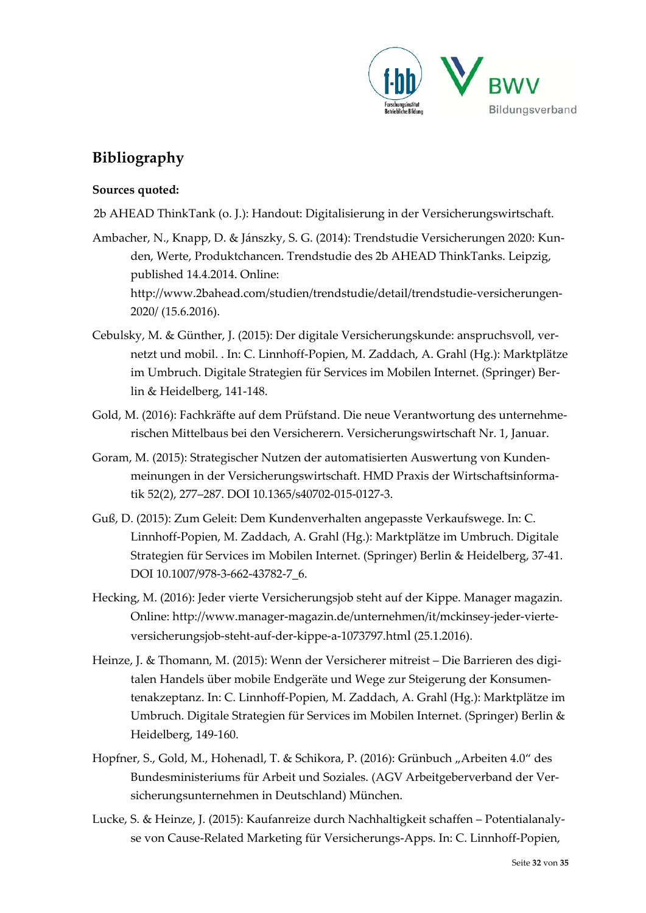## Bibliography

**Sources quoted:**

2b AHEAD ThinkTank (o. J.): Handout: Digitalisierung in der Versicherungswirtschaft.

Ambacher, N., Knapp, D. & Jánszky, S. G. (2014): Trendstudie Versicherungen 2020: Kunden, Werte, Produktchancen. Trendstudie des 2b AHEAD ThinkTanks. Leipzig, published 14.4.2014. Online: http://www.2bahead.com/studien/trendstudie/detail/trendstudie-versicherungen-2020/ (15.6.2016).

Cebulsky, M. & Günther, J. (2015): Der digitale Versicherungskunde: anspruchsvoll, vernetzt und mobil. . In: C. Linnhoff-Popien, M. Zaddach, A. Grahl (Hg.): Marktplätze im Umbruch. Digitale Strategien für Services im Mobilen Internet. (Springer) Berlin & Heidelberg, 141-148.

Gold, M. (2016): Fachkräfte auf dem Prüfstand. Die neue Verantwortung des unternehmerischen Mittelbaus bei den Versicherern. Versicherungswirtschaft Nr. 1, Januar.

Goram, M. (2015): Strategischer Nutzen der automatisierten Auswertung von Kundenmeinungen in der Versicherungswirtschaft. HMD Praxis der Wirtschaftsinformatik 52(2), 277–287. DOI 10.1365/s40702-015-0127-3.

Guß, D. (2015): Zum Geleit: Dem Kundenverhalten angepasste Verkaufswege. In: C. Linnhoff-Popien, M. Zaddach, A. Grahl (Hg.): Marktplätze im Umbruch. Digitale Strategien für Services im Mobilen Internet. (Springer) Berlin & Heidelberg, 37-41. DOI 10.1007/978-3-662-43782-7_6.

Hecking, M. (2016): Jeder vierte Versicherungsjob steht auf der Kippe. Manager magazin. Online: http://www.manager-magazin.de/unternehmen/it/mckinsey-jeder-vierte-versicherungsjob-steht-auf-der-kippe-a-1073797.html (25.1.2016).

Heinze, J. & Thomann, M. (2015): Wenn der Versicherer mitreist – Die Barrieren des digitalen Handels über mobile Endgeräte und Wege zur Steigerung der Konsumentenakzeptanz. In: C. Linnhoff-Popien, M. Zaddach, A. Grahl (Hg.): Marktplätze im Umbruch. Digitale Strategien für Services im Mobilen Internet. (Springer) Berlin & Heidelberg, 149-160.

Hopfner, S., Gold, M., Hohenadl, T. & Schikora, P. (2016): Grünbuch „Arbeiten 4.0" des Bundesministeriums für Arbeit und Soziales. (AGV Arbeitgeberverband der Versicherungsunternehmen in Deutschland) München.

Lucke, S. & Heinze, J. (2015): Kaufanreize durch Nachhaltigkeit schaffen – Potentialanalyse von Cause-Related Marketing für Versicherungs-Apps. In: C. Linnhoff-Popien,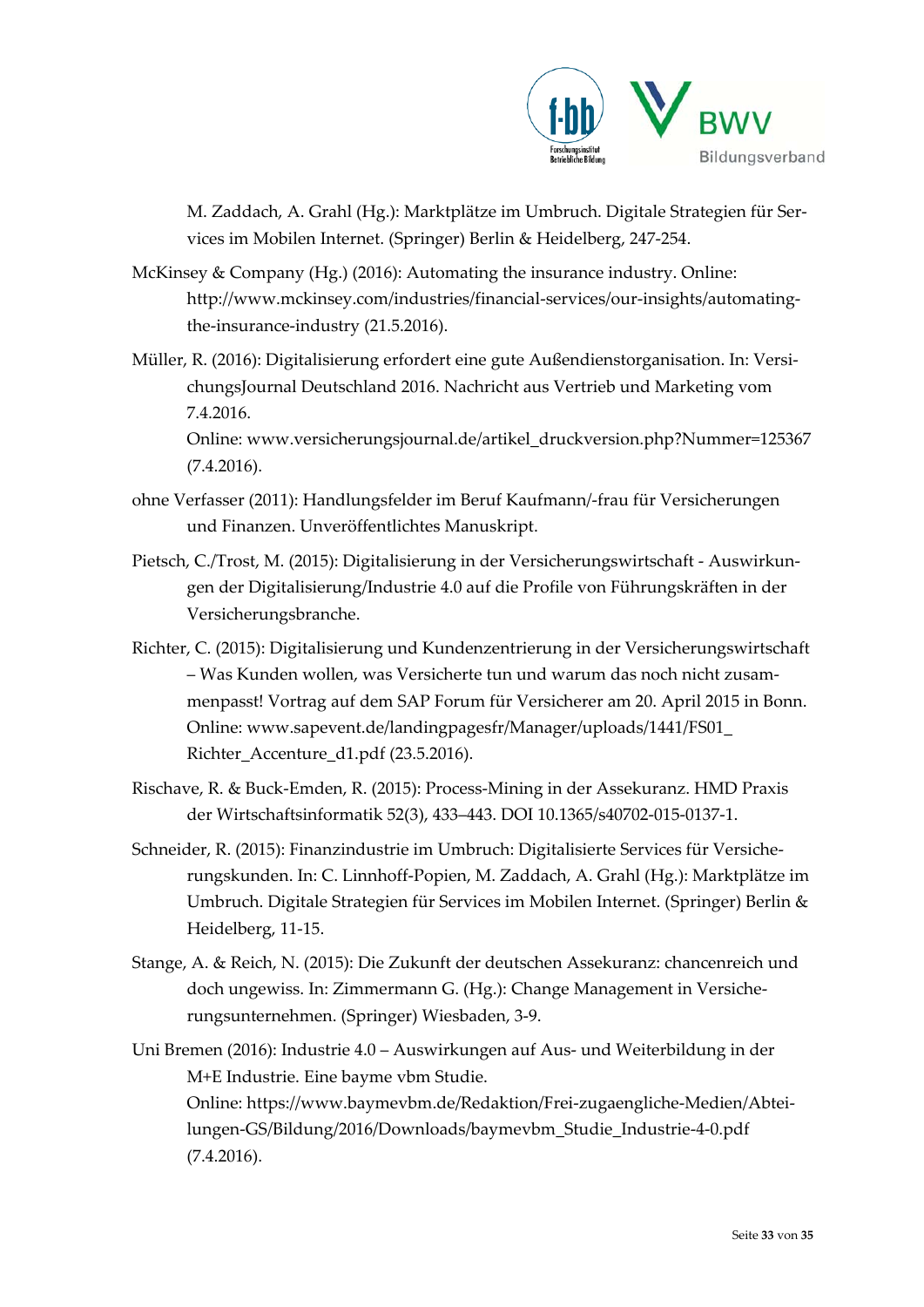M. Zaddach, A. Grahl (Hg.): Marktplätze im Umbruch. Digitale Strategien für Services im Mobilen Internet. (Springer) Berlin & Heidelberg, 247-254.

McKinsey & Company (Hg.) (2016): Automating the insurance industry. Online: http://www.mckinsey.com/industries/financial-services/our-insights/automating-the-insurance-industry (21.5.2016).

Müller, R. (2016): Digitalisierung erfordert eine gute Außendienstorganisation. In: VersichungsJournal Deutschland 2016. Nachricht aus Vertrieb und Marketing vom 7.4.2016.
Online: www.versicherungsjournal.de/artikel_druckversion.php?Nummer=125367 (7.4.2016).

ohne Verfasser (2011): Handlungsfelder im Beruf Kaufmann/-frau für Versicherungen und Finanzen. Unveröffentlichtes Manuskript.

Pietsch, C./Trost, M. (2015): Digitalisierung in der Versicherungswirtschaft - Auswirkungen der Digitalisierung/Industrie 4.0 auf die Profile von Führungskräften in der Versicherungsbranche.

Richter, C. (2015): Digitalisierung und Kundenzentrierung in der Versicherungswirtschaft – Was Kunden wollen, was Versicherte tun und warum das noch nicht zusammenpasst! Vortrag auf dem SAP Forum für Versicherer am 20. April 2015 in Bonn. Online: www.sapevent.de/landingpagesfr/Manager/uploads/1441/FS01_Richter_Accenture_d1.pdf (23.5.2016).

Rischave, R. & Buck-Emden, R. (2015): Process-Mining in der Assekuranz. HMD Praxis der Wirtschaftsinformatik 52(3), 433–443. DOI 10.1365/s40702-015-0137-1.

Schneider, R. (2015): Finanzindustrie im Umbruch: Digitalisierte Services für Versicherungskunden. In: C. Linnhoff-Popien, M. Zaddach, A. Grahl (Hg.): Marktplätze im Umbruch. Digitale Strategien für Services im Mobilen Internet. (Springer) Berlin & Heidelberg, 11-15.

Stange, A. & Reich, N. (2015): Die Zukunft der deutschen Assekuranz: chancenreich und doch ungewiss. In: Zimmermann G. (Hg.): Change Management in Versicherungsunternehmen. (Springer) Wiesbaden, 3-9.

Uni Bremen (2016): Industrie 4.0 – Auswirkungen auf Aus- und Weiterbildung in der M+E Industrie. Eine bayme vbm Studie.
Online: https://www.baymevbm.de/Redaktion/Frei-zugaengliche-Medien/Abteilungen-GS/Bildung/2016/Downloads/baymevbm_Studie_Industrie-4-0.pdf (7.4.2016).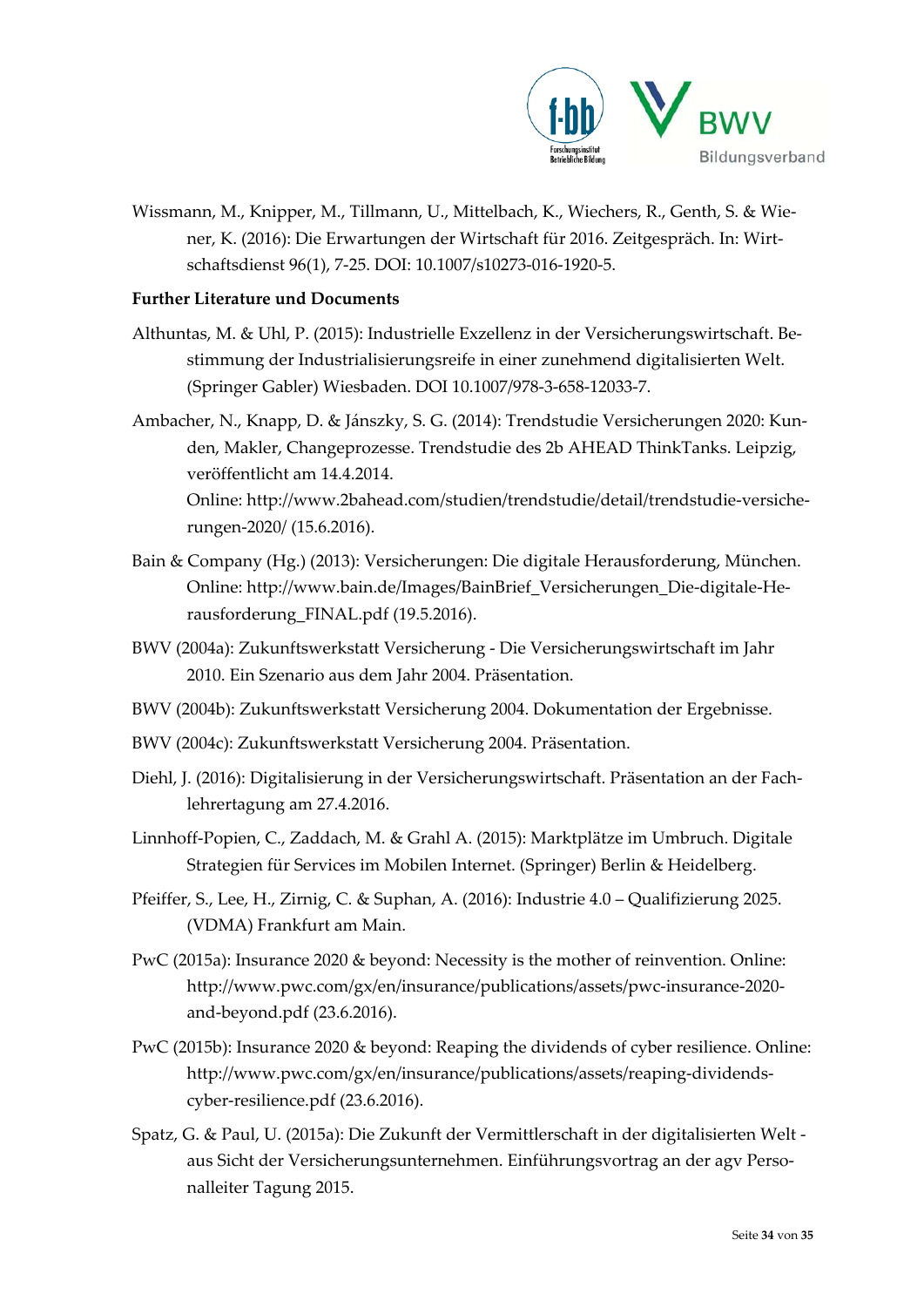Wissmann, M., Knipper, M., Tillmann, U., Mittelbach, K., Wiechers, R., Genth, S. & Wiener, K. (2016): Die Erwartungen der Wirtschaft für 2016. Zeitgespräch. In: Wirtschaftsdienst 96(1), 7-25. DOI: 10.1007/s10273-016-1920-5.

**Further Literature und Documents**

Althuntas, M. & Uhl, P. (2015): Industrielle Exzellenz in der Versicherungswirtschaft. Bestimmung der Industrialisierungsreife in einer zunehmend digitalisierten Welt. (Springer Gabler) Wiesbaden. DOI 10.1007/978-3-658-12033-7.

Ambacher, N., Knapp, D. & Jánszky, S. G. (2014): Trendstudie Versicherungen 2020: Kunden, Makler, Changeprozesse. Trendstudie des 2b AHEAD ThinkTanks. Leipzig, veröffentlicht am 14.4.2014.
Online: http://www.2bahead.com/studien/trendstudie/detail/trendstudie-versicherungen-2020/ (15.6.2016).

Bain & Company (Hg.) (2013): Versicherungen: Die digitale Herausforderung, München. Online: http://www.bain.de/Images/BainBrief_Versicherungen_Die-digitale-Herausforderung_FINAL.pdf (19.5.2016).

BWV (2004a): Zukunftswerkstatt Versicherung - Die Versicherungswirtschaft im Jahr 2010. Ein Szenario aus dem Jahr 2004. Präsentation.

BWV (2004b): Zukunftswerkstatt Versicherung 2004. Dokumentation der Ergebnisse.

BWV (2004c): Zukunftswerkstatt Versicherung 2004. Präsentation.

Diehl, J. (2016): Digitalisierung in der Versicherungswirtschaft. Präsentation an der Fachlehrertagung am 27.4.2016.

Linnhoff-Popien, C., Zaddach, M. & Grahl A. (2015): Marktplätze im Umbruch. Digitale Strategien für Services im Mobilen Internet. (Springer) Berlin & Heidelberg.

Pfeiffer, S., Lee, H., Zirnig, C. & Suphan, A. (2016): Industrie 4.0 – Qualifizierung 2025. (VDMA) Frankfurt am Main.

PwC (2015a): Insurance 2020 & beyond: Necessity is the mother of reinvention. Online: http://www.pwc.com/gx/en/insurance/publications/assets/pwc-insurance-2020-and-beyond.pdf (23.6.2016).

PwC (2015b): Insurance 2020 & beyond: Reaping the dividends of cyber resilience. Online: http://www.pwc.com/gx/en/insurance/publications/assets/reaping-dividends-cyber-resilience.pdf (23.6.2016).

Spatz, G. & Paul, U. (2015a): Die Zukunft der Vermittlerschaft in der digitalisierten Welt - aus Sicht der Versicherungsunternehmen. Einführungsvortrag an der agv Personalleiter Tagung 2015.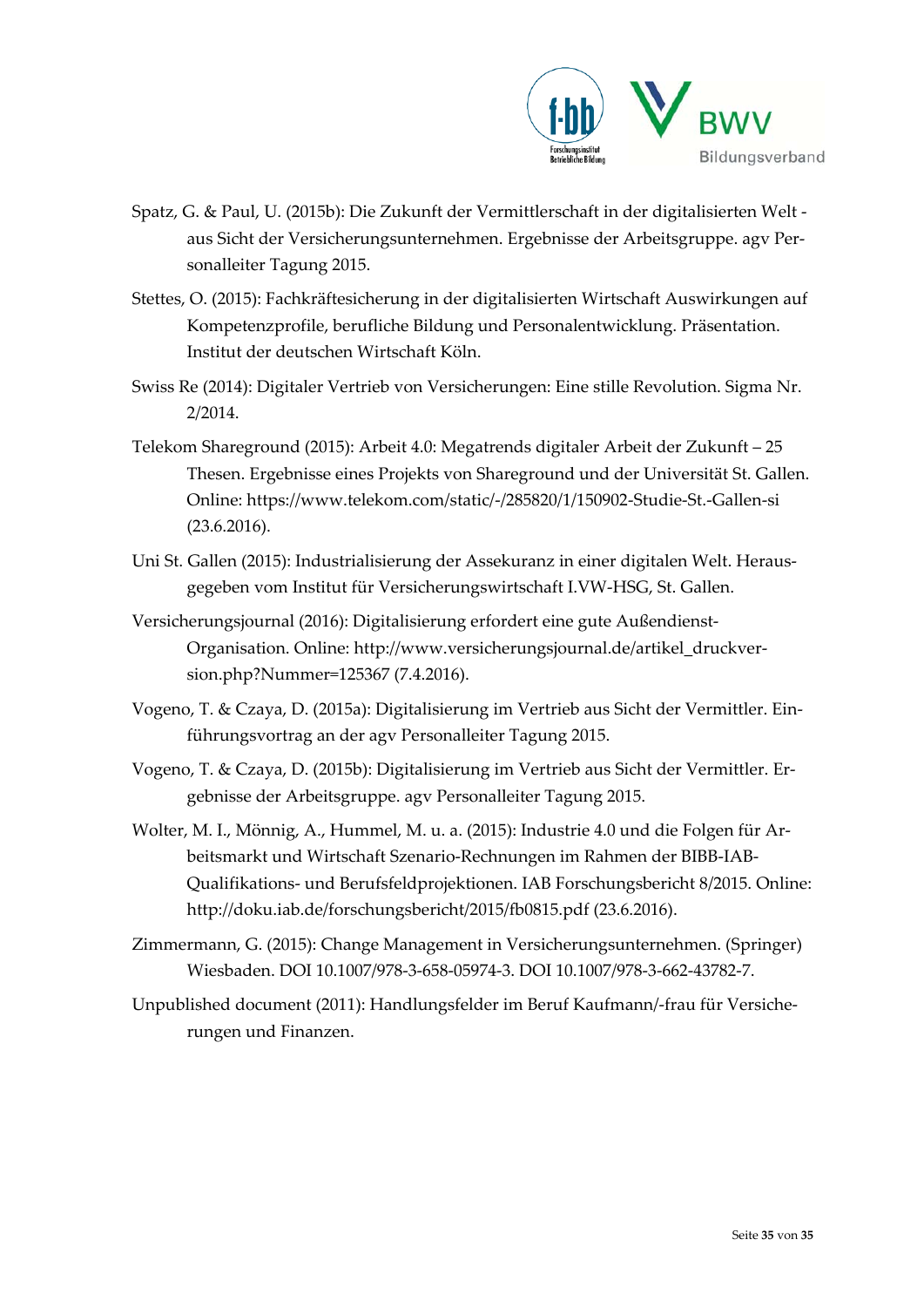Spatz, G. & Paul, U. (2015b): Die Zukunft der Vermittlerschaft in der digitalisierten Welt - aus Sicht der Versicherungsunternehmen. Ergebnisse der Arbeitsgruppe. agv Personalleiter Tagung 2015.

Stettes, O. (2015): Fachkräftesicherung in der digitalisierten Wirtschaft Auswirkungen auf Kompetenzprofile, berufliche Bildung und Personalentwicklung. Präsentation. Institut der deutschen Wirtschaft Köln.

Swiss Re (2014): Digitaler Vertrieb von Versicherungen: Eine stille Revolution. Sigma Nr. 2/2014.

Telekom Shareground (2015): Arbeit 4.0: Megatrends digitaler Arbeit der Zukunft – 25 Thesen. Ergebnisse eines Projekts von Shareground und der Universität St. Gallen. Online: https://www.telekom.com/static/-/285820/1/150902-Studie-St.-Gallen-si (23.6.2016).

Uni St. Gallen (2015): Industrialisierung der Assekuranz in einer digitalen Welt. Herausgegeben vom Institut für Versicherungswirtschaft I.VW-HSG, St. Gallen.

Versicherungsjournal (2016): Digitalisierung erfordert eine gute Außendienst-Organisation. Online: http://www.versicherungsjournal.de/artikel_druckversion.php?Nummer=125367 (7.4.2016).

Vogeno, T. & Czaya, D. (2015a): Digitalisierung im Vertrieb aus Sicht der Vermittler. Einführungsvortrag an der agv Personalleiter Tagung 2015.

Vogeno, T. & Czaya, D. (2015b): Digitalisierung im Vertrieb aus Sicht der Vermittler. Ergebnisse der Arbeitsgruppe. agv Personalleiter Tagung 2015.

Wolter, M. I., Mönnig, A., Hummel, M. u. a. (2015): Industrie 4.0 und die Folgen für Arbeitsmarkt und Wirtschaft Szenario-Rechnungen im Rahmen der BIBB-IAB-Qualifikations- und Berufsfeldprojektionen. IAB Forschungsbericht 8/2015. Online: http://doku.iab.de/forschungsbericht/2015/fb0815.pdf (23.6.2016).

Zimmermann, G. (2015): Change Management in Versicherungsunternehmen. (Springer) Wiesbaden. DOI 10.1007/978-3-658-05974-3. DOI 10.1007/978-3-662-43782-7.

Unpublished document (2011): Handlungsfelder im Beruf Kaufmann/-frau für Versicherungen und Finanzen.